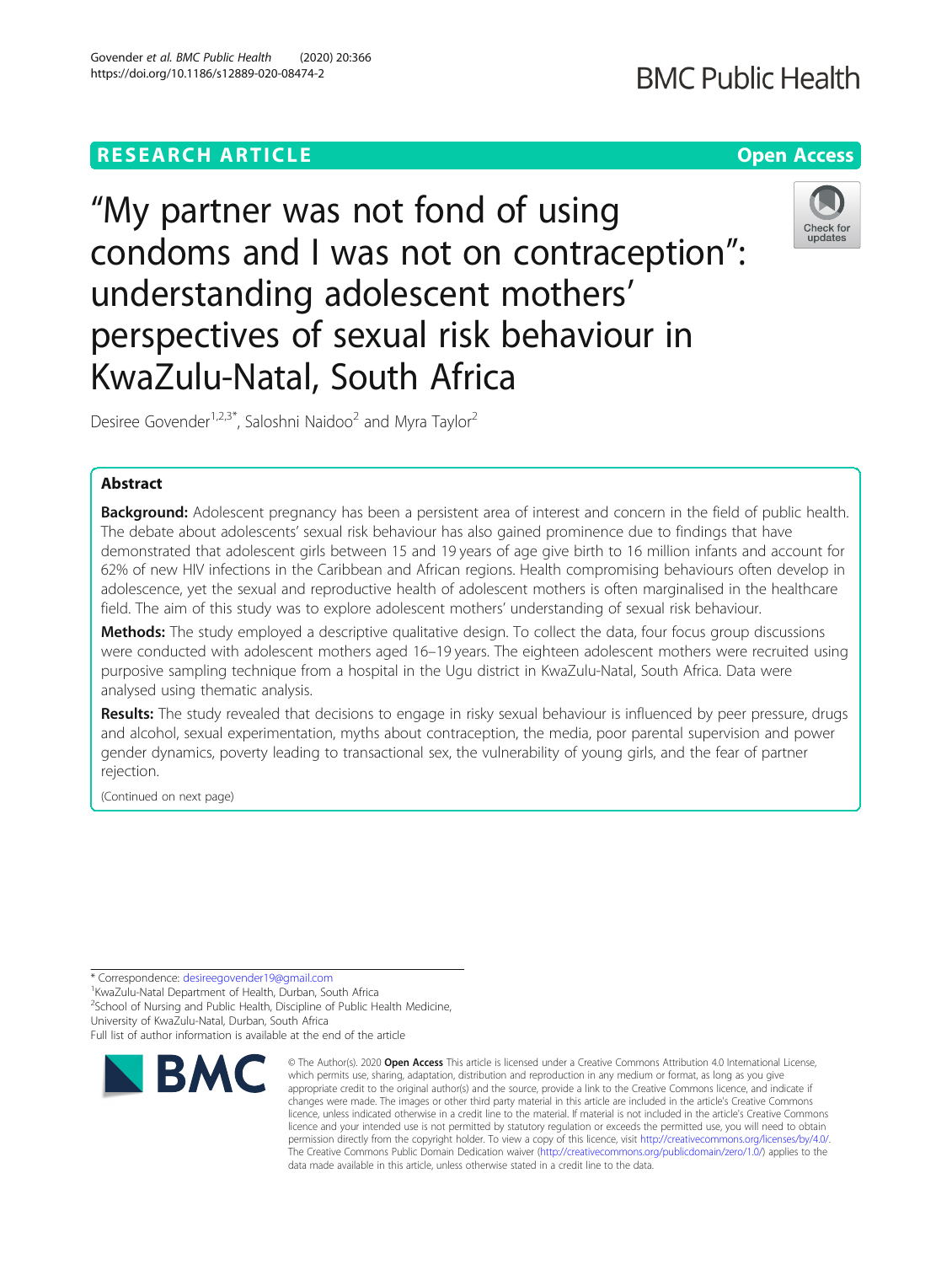RESEARCH ARTICLE

Open Access

# "My partner was not fond of using condoms and I was not on contraception": understanding adolescent mothers' perspectives of sexual risk behaviour in KwaZulu-Natal, South Africa

Desiree Govender[1,2,3*], Saloshni Naidoo[2] and Myra Taylor[2]

## Abstract

**Background:** Adolescent pregnancy has been a persistent area of interest and concern in the field of public health. The debate about adolescents' sexual risk behaviour has also gained prominence due to findings that have demonstrated that adolescent girls between 15 and 19 years of age give birth to 16 million infants and account for 62% of new HIV infections in the Caribbean and African regions. Health compromising behaviours often develop in adolescence, yet the sexual and reproductive health of adolescent mothers is often marginalised in the healthcare field. The aim of this study was to explore adolescent mothers' understanding of sexual risk behaviour.

**Methods:** The study employed a descriptive qualitative design. To collect the data, four focus group discussions were conducted with adolescent mothers aged 16–19 years. The eighteen adolescent mothers were recruited using purposive sampling technique from a hospital in the Ugu district in KwaZulu-Natal, South Africa. Data were analysed using thematic analysis.

**Results:** The study revealed that decisions to engage in risky sexual behaviour is influenced by peer pressure, drugs and alcohol, sexual experimentation, myths about contraception, the media, poor parental supervision and power gender dynamics, poverty leading to transactional sex, the vulnerability of young girls, and the fear of partner rejection.

(Continued on next page)

\* Correspondence: desireegovender19@gmail.com
[1]KwaZulu-Natal Department of Health, Durban, South Africa
[2]School of Nursing and Public Health, Discipline of Public Health Medicine, University of KwaZulu-Natal, Durban, South Africa
Full list of author information is available at the end of the article

© The Author(s). 2020 **Open Access** This article is licensed under a Creative Commons Attribution 4.0 International License, which permits use, sharing, adaptation, distribution and reproduction in any medium or format, as long as you give appropriate credit to the original author(s) and the source, provide a link to the Creative Commons licence, and indicate if changes were made. The images or other third party material in this article are included in the article's Creative Commons licence, unless indicated otherwise in a credit line to the material. If material is not included in the article's Creative Commons licence and your intended use is not permitted by statutory regulation or exceeds the permitted use, you will need to obtain permission directly from the copyright holder. To view a copy of this licence, visit http://creativecommons.org/licenses/by/4.0/. The Creative Commons Public Domain Dedication waiver (http://creativecommons.org/publicdomain/zero/1.0/) applies to the data made available in this article, unless otherwise stated in a credit line to the data.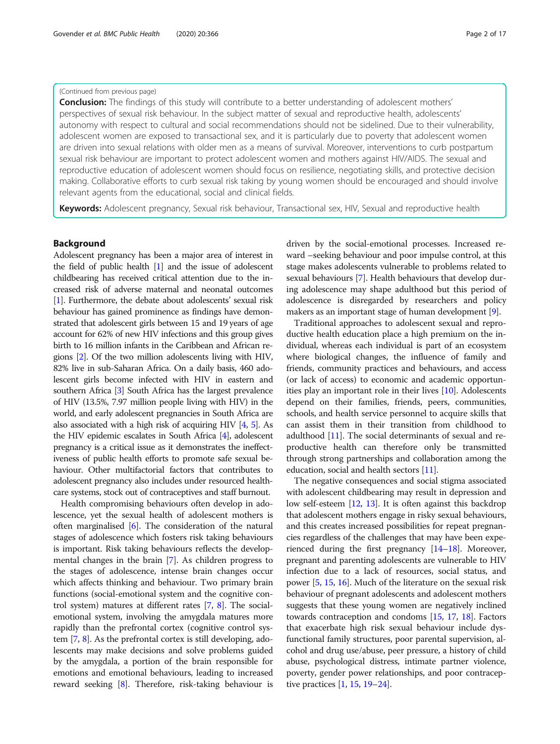(Continued from previous page)

**Conclusion:** The findings of this study will contribute to a better understanding of adolescent mothers' perspectives of sexual risk behaviour. In the subject matter of sexual and reproductive health, adolescents' autonomy with respect to cultural and social recommendations should not be sidelined. Due to their vulnerability, adolescent women are exposed to transactional sex, and it is particularly due to poverty that adolescent women are driven into sexual relations with older men as a means of survival. Moreover, interventions to curb postpartum sexual risk behaviour are important to protect adolescent women and mothers against HIV/AIDS. The sexual and reproductive education of adolescent women should focus on resilience, negotiating skills, and protective decision making. Collaborative efforts to curb sexual risk taking by young women should be encouraged and should involve relevant agents from the educational, social and clinical fields.

**Keywords:** Adolescent pregnancy, Sexual risk behaviour, Transactional sex, HIV, Sexual and reproductive health

## Background

Adolescent pregnancy has been a major area of interest in the field of public health [1] and the issue of adolescent childbearing has received critical attention due to the increased risk of adverse maternal and neonatal outcomes [1]. Furthermore, the debate about adolescents' sexual risk behaviour has gained prominence as findings have demonstrated that adolescent girls between 15 and 19 years of age account for 62% of new HIV infections and this group gives birth to 16 million infants in the Caribbean and African regions [2]. Of the two million adolescents living with HIV, 82% live in sub-Saharan Africa. On a daily basis, 460 adolescent girls become infected with HIV in eastern and southern Africa [3] South Africa has the largest prevalence of HIV (13.5%, 7.97 million people living with HIV) in the world, and early adolescent pregnancies in South Africa are also associated with a high risk of acquiring HIV [4, 5]. As the HIV epidemic escalates in South Africa [4], adolescent pregnancy is a critical issue as it demonstrates the ineffectiveness of public health efforts to promote safe sexual behaviour. Other multifactorial factors that contributes to adolescent pregnancy also includes under resourced healthcare systems, stock out of contraceptives and staff burnout.

Health compromising behaviours often develop in adolescence, yet the sexual health of adolescent mothers is often marginalised [6]. The consideration of the natural stages of adolescence which fosters risk taking behaviours is important. Risk taking behaviours reflects the developmental changes in the brain [7]. As children progress to the stages of adolescence, intense brain changes occur which affects thinking and behaviour. Two primary brain functions (social-emotional system and the cognitive control system) matures at different rates [7, 8]. The social-emotional system, involving the amygdala matures more rapidly than the prefrontal cortex (cognitive control system [7, 8]. As the prefrontal cortex is still developing, adolescents may make decisions and solve problems guided by the amygdala, a portion of the brain responsible for emotions and emotional behaviours, leading to increased reward seeking [8]. Therefore, risk-taking behaviour is driven by the social-emotional processes. Increased reward –seeking behaviour and poor impulse control, at this stage makes adolescents vulnerable to problems related to sexual behaviours [7]. Health behaviours that develop during adolescence may shape adulthood but this period of adolescence is disregarded by researchers and policy makers as an important stage of human development [9].

Traditional approaches to adolescent sexual and reproductive health education place a high premium on the individual, whereas each individual is part of an ecosystem where biological changes, the influence of family and friends, community practices and behaviours, and access (or lack of access) to economic and academic opportunities play an important role in their lives [10]. Adolescents depend on their families, friends, peers, communities, schools, and health service personnel to acquire skills that can assist them in their transition from childhood to adulthood [11]. The social determinants of sexual and reproductive health can therefore only be transmitted through strong partnerships and collaboration among the education, social and health sectors [11].

The negative consequences and social stigma associated with adolescent childbearing may result in depression and low self-esteem [12, 13]. It is often against this backdrop that adolescent mothers engage in risky sexual behaviours, and this creates increased possibilities for repeat pregnancies regardless of the challenges that may have been experienced during the first pregnancy [14–18]. Moreover, pregnant and parenting adolescents are vulnerable to HIV infection due to a lack of resources, social status, and power [5, 15, 16]. Much of the literature on the sexual risk behaviour of pregnant adolescents and adolescent mothers suggests that these young women are negatively inclined towards contraception and condoms [15, 17, 18]. Factors that exacerbate high risk sexual behaviour include dysfunctional family structures, poor parental supervision, alcohol and drug use/abuse, peer pressure, a history of child abuse, psychological distress, intimate partner violence, poverty, gender power relationships, and poor contraceptive practices [1, 15, 19–24].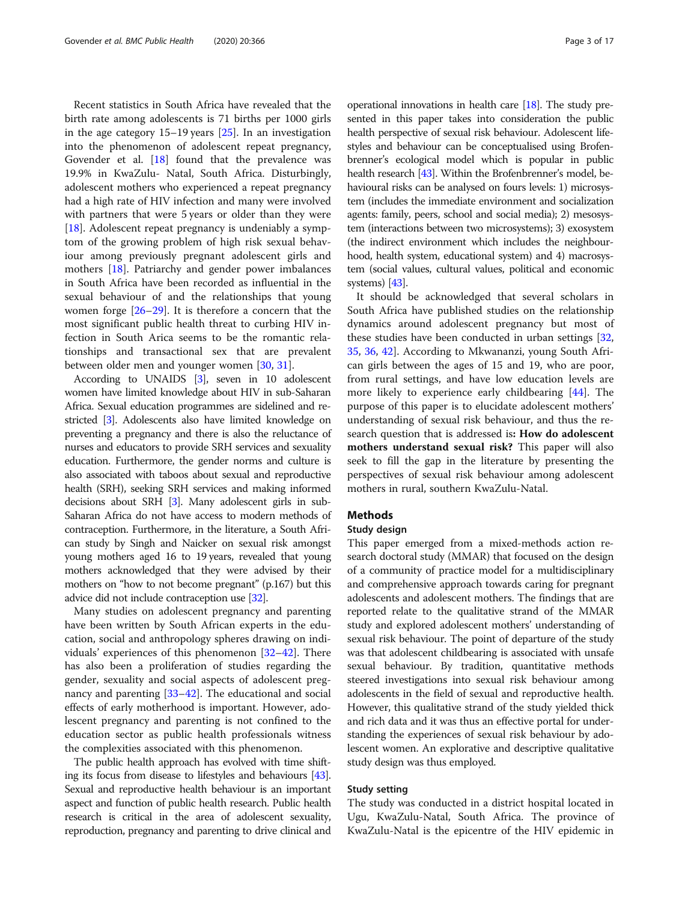Recent statistics in South Africa have revealed that the birth rate among adolescents is 71 births per 1000 girls in the age category 15–19 years [25]. In an investigation into the phenomenon of adolescent repeat pregnancy, Govender et al. [18] found that the prevalence was 19.9% in KwaZulu- Natal, South Africa. Disturbingly, adolescent mothers who experienced a repeat pregnancy had a high rate of HIV infection and many were involved with partners that were 5 years or older than they were [18]. Adolescent repeat pregnancy is undeniably a symptom of the growing problem of high risk sexual behaviour among previously pregnant adolescent girls and mothers [18]. Patriarchy and gender power imbalances in South Africa have been recorded as influential in the sexual behaviour of and the relationships that young women forge [26–29]. It is therefore a concern that the most significant public health threat to curbing HIV infection in South Arica seems to be the romantic relationships and transactional sex that are prevalent between older men and younger women [30, 31].

According to UNAIDS [3], seven in 10 adolescent women have limited knowledge about HIV in sub-Saharan Africa. Sexual education programmes are sidelined and restricted [3]. Adolescents also have limited knowledge on preventing a pregnancy and there is also the reluctance of nurses and educators to provide SRH services and sexuality education. Furthermore, the gender norms and culture is also associated with taboos about sexual and reproductive health (SRH), seeking SRH services and making informed decisions about SRH [3]. Many adolescent girls in sub-Saharan Africa do not have access to modern methods of contraception. Furthermore, in the literature, a South African study by Singh and Naicker on sexual risk amongst young mothers aged 16 to 19 years, revealed that young mothers acknowledged that they were advised by their mothers on "how to not become pregnant" (p.167) but this advice did not include contraception use [32].

Many studies on adolescent pregnancy and parenting have been written by South African experts in the education, social and anthropology spheres drawing on individuals' experiences of this phenomenon [32–42]. There has also been a proliferation of studies regarding the gender, sexuality and social aspects of adolescent pregnancy and parenting [33–42]. The educational and social effects of early motherhood is important. However, adolescent pregnancy and parenting is not confined to the education sector as public health professionals witness the complexities associated with this phenomenon.

The public health approach has evolved with time shifting its focus from disease to lifestyles and behaviours [43]. Sexual and reproductive health behaviour is an important aspect and function of public health research. Public health research is critical in the area of adolescent sexuality, reproduction, pregnancy and parenting to drive clinical and operational innovations in health care [18]. The study presented in this paper takes into consideration the public health perspective of sexual risk behaviour. Adolescent lifestyles and behaviour can be conceptualised using Brofenbrenner's ecological model which is popular in public health research [43]. Within the Brofenbrenner's model, behavioural risks can be analysed on fours levels: 1) microsystem (includes the immediate environment and socialization agents: family, peers, school and social media); 2) mesosystem (interactions between two microsystems); 3) exosystem (the indirect environment which includes the neighbourhood, health system, educational system) and 4) macrosystem (social values, cultural values, political and economic systems) [43].

It should be acknowledged that several scholars in South Africa have published studies on the relationship dynamics around adolescent pregnancy but most of these studies have been conducted in urban settings [32, 35, 36, 42]. According to Mkwananzi, young South African girls between the ages of 15 and 19, who are poor, from rural settings, and have low education levels are more likely to experience early childbearing [44]. The purpose of this paper is to elucidate adolescent mothers' understanding of sexual risk behaviour, and thus the research question that is addressed is**: How do adolescent mothers understand sexual risk?** This paper will also seek to fill the gap in the literature by presenting the perspectives of sexual risk behaviour among adolescent mothers in rural, southern KwaZulu-Natal.

## Methods

### Study design

This paper emerged from a mixed-methods action research doctoral study (MMAR) that focused on the design of a community of practice model for a multidisciplinary and comprehensive approach towards caring for pregnant adolescents and adolescent mothers. The findings that are reported relate to the qualitative strand of the MMAR study and explored adolescent mothers' understanding of sexual risk behaviour. The point of departure of the study was that adolescent childbearing is associated with unsafe sexual behaviour. By tradition, quantitative methods steered investigations into sexual risk behaviour among adolescents in the field of sexual and reproductive health. However, this qualitative strand of the study yielded thick and rich data and it was thus an effective portal for understanding the experiences of sexual risk behaviour by adolescent women. An explorative and descriptive qualitative study design was thus employed.

### Study setting

The study was conducted in a district hospital located in Ugu, KwaZulu-Natal, South Africa. The province of KwaZulu-Natal is the epicentre of the HIV epidemic in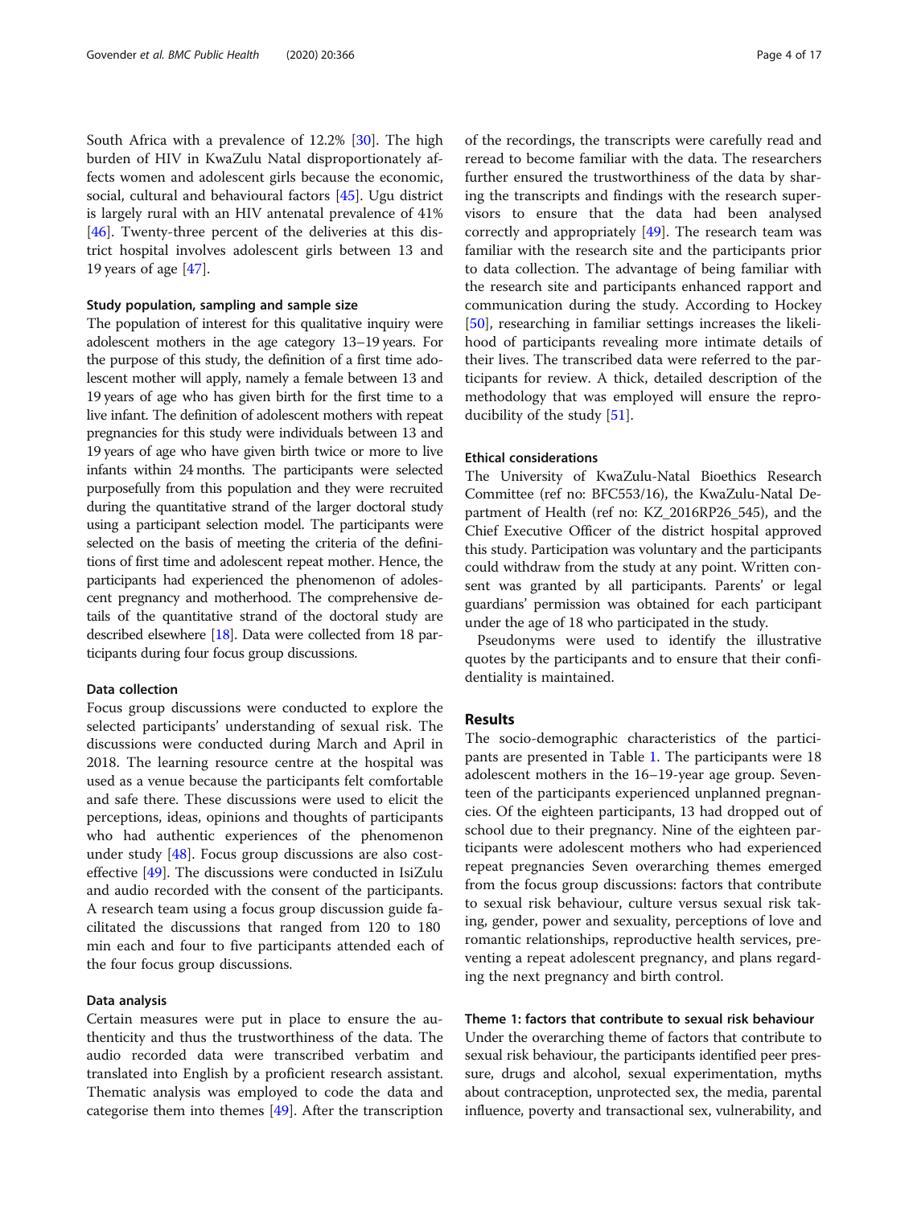South Africa with a prevalence of 12.2% [30]. The high burden of HIV in KwaZulu Natal disproportionately affects women and adolescent girls because the economic, social, cultural and behavioural factors [45]. Ugu district is largely rural with an HIV antenatal prevalence of 41% [46]. Twenty-three percent of the deliveries at this district hospital involves adolescent girls between 13 and 19 years of age [47].

### Study population, sampling and sample size

The population of interest for this qualitative inquiry were adolescent mothers in the age category 13–19 years. For the purpose of this study, the definition of a first time adolescent mother will apply, namely a female between 13 and 19 years of age who has given birth for the first time to a live infant. The definition of adolescent mothers with repeat pregnancies for this study were individuals between 13 and 19 years of age who have given birth twice or more to live infants within 24 months. The participants were selected purposefully from this population and they were recruited during the quantitative strand of the larger doctoral study using a participant selection model. The participants were selected on the basis of meeting the criteria of the definitions of first time and adolescent repeat mother. Hence, the participants had experienced the phenomenon of adolescent pregnancy and motherhood. The comprehensive details of the quantitative strand of the doctoral study are described elsewhere [18]. Data were collected from 18 participants during four focus group discussions.

### Data collection

Focus group discussions were conducted to explore the selected participants' understanding of sexual risk. The discussions were conducted during March and April in 2018. The learning resource centre at the hospital was used as a venue because the participants felt comfortable and safe there. These discussions were used to elicit the perceptions, ideas, opinions and thoughts of participants who had authentic experiences of the phenomenon under study [48]. Focus group discussions are also cost-effective [49]. The discussions were conducted in IsiZulu and audio recorded with the consent of the participants. A research team using a focus group discussion guide facilitated the discussions that ranged from 120 to 180 min each and four to five participants attended each of the four focus group discussions.

### Data analysis

Certain measures were put in place to ensure the authenticity and thus the trustworthiness of the data. The audio recorded data were transcribed verbatim and translated into English by a proficient research assistant. Thematic analysis was employed to code the data and categorise them into themes [49]. After the transcription of the recordings, the transcripts were carefully read and reread to become familiar with the data. The researchers further ensured the trustworthiness of the data by sharing the transcripts and findings with the research supervisors to ensure that the data had been analysed correctly and appropriately [49]. The research team was familiar with the research site and the participants prior to data collection. The advantage of being familiar with the research site and participants enhanced rapport and communication during the study. According to Hockey [50], researching in familiar settings increases the likelihood of participants revealing more intimate details of their lives. The transcribed data were referred to the participants for review. A thick, detailed description of the methodology that was employed will ensure the reproducibility of the study [51].

### Ethical considerations

The University of KwaZulu-Natal Bioethics Research Committee (ref no: BFC553/16), the KwaZulu-Natal Department of Health (ref no: KZ_2016RP26_545), and the Chief Executive Officer of the district hospital approved this study. Participation was voluntary and the participants could withdraw from the study at any point. Written consent was granted by all participants. Parents' or legal guardians' permission was obtained for each participant under the age of 18 who participated in the study.

Pseudonyms were used to identify the illustrative quotes by the participants and to ensure that their confidentiality is maintained.

## Results

The socio-demographic characteristics of the participants are presented in Table 1. The participants were 18 adolescent mothers in the 16–19-year age group. Seventeen of the participants experienced unplanned pregnancies. Of the eighteen participants, 13 had dropped out of school due to their pregnancy. Nine of the eighteen participants were adolescent mothers who had experienced repeat pregnancies Seven overarching themes emerged from the focus group discussions: factors that contribute to sexual risk behaviour, culture versus sexual risk taking, gender, power and sexuality, perceptions of love and romantic relationships, reproductive health services, preventing a repeat adolescent pregnancy, and plans regarding the next pregnancy and birth control.

### Theme 1: factors that contribute to sexual risk behaviour

Under the overarching theme of factors that contribute to sexual risk behaviour, the participants identified peer pressure, drugs and alcohol, sexual experimentation, myths about contraception, unprotected sex, the media, parental influence, poverty and transactional sex, vulnerability, and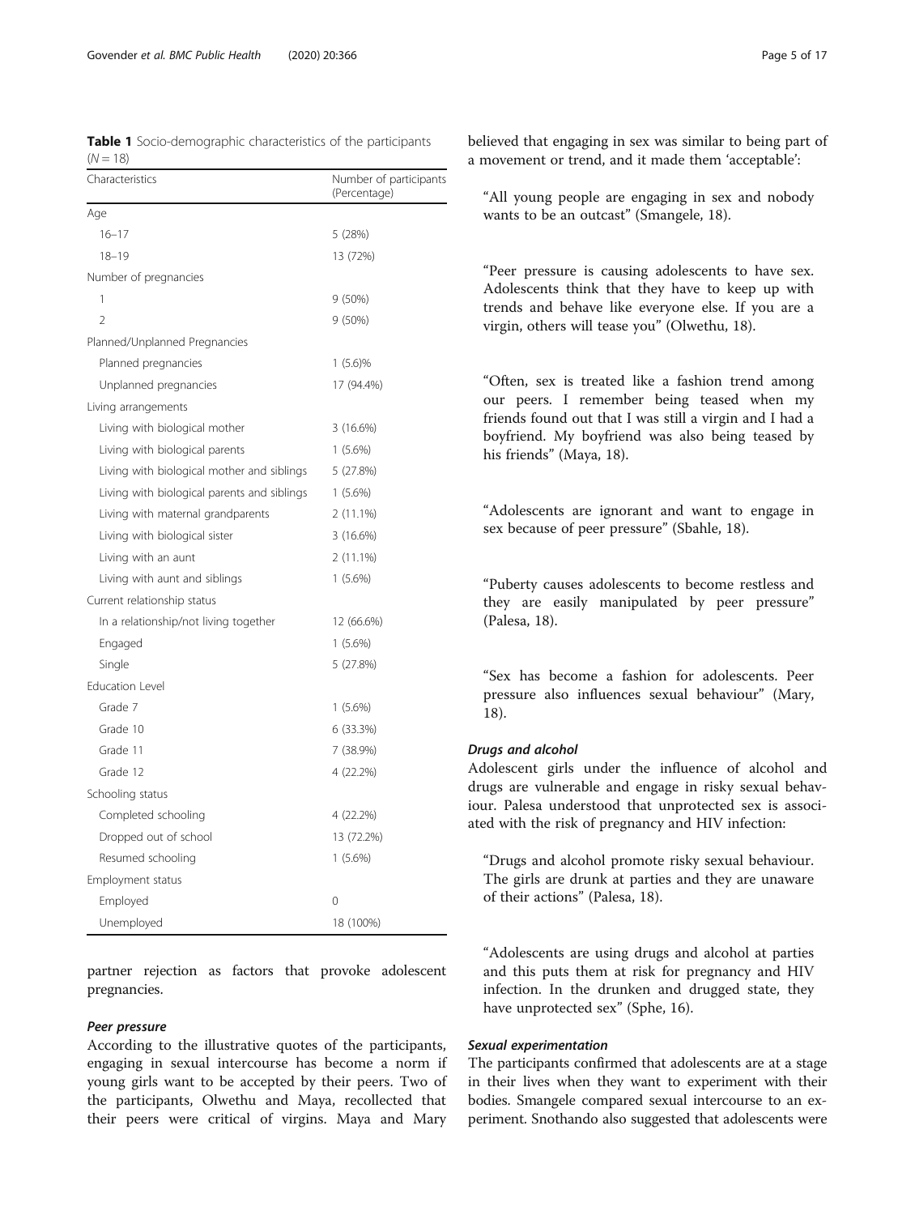**Table 1** Socio-demographic characteristics of the participants ($N = 18$)

| Characteristics | Number of participants (Percentage) |
| --- | --- |
| Age | |
| 16–17 | 5 (28%) |
| 18–19 | 13 (72%) |
| Number of pregnancies | |
| 1 | 9 (50%) |
| 2 | 9 (50%) |
| Planned/Unplanned Pregnancies | |
| Planned pregnancies | 1 (5.6)% |
| Unplanned pregnancies | 17 (94.4%) |
| Living arrangements | |
| Living with biological mother | 3 (16.6%) |
| Living with biological parents | 1 (5.6%) |
| Living with biological mother and siblings | 5 (27.8%) |
| Living with biological parents and siblings | 1 (5.6%) |
| Living with maternal grandparents | 2 (11.1%) |
| Living with biological sister | 3 (16.6%) |
| Living with an aunt | 2 (11.1%) |
| Living with aunt and siblings | 1 (5.6%) |
| Current relationship status | |
| In a relationship/not living together | 12 (66.6%) |
| Engaged | 1 (5.6%) |
| Single | 5 (27.8%) |
| Education Level | |
| Grade 7 | 1 (5.6%) |
| Grade 10 | 6 (33.3%) |
| Grade 11 | 7 (38.9%) |
| Grade 12 | 4 (22.2%) |
| Schooling status | |
| Completed schooling | 4 (22.2%) |
| Dropped out of school | 13 (72.2%) |
| Resumed schooling | 1 (5.6%) |
| Employment status | |
| Employed | 0 |
| Unemployed | 18 (100%) |

partner rejection as factors that provoke adolescent pregnancies.

#### *Peer pressure*

According to the illustrative quotes of the participants, engaging in sexual intercourse has become a norm if young girls want to be accepted by their peers. Two of the participants, Olwethu and Maya, recollected that their peers were critical of virgins. Maya and Mary believed that engaging in sex was similar to being part of a movement or trend, and it made them 'acceptable':

> "All young people are engaging in sex and nobody wants to be an outcast" (Smangele, 18).

> "Peer pressure is causing adolescents to have sex. Adolescents think that they have to keep up with trends and behave like everyone else. If you are a virgin, others will tease you" (Olwethu, 18).

> "Often, sex is treated like a fashion trend among our peers. I remember being teased when my friends found out that I was still a virgin and I had a boyfriend. My boyfriend was also being teased by his friends" (Maya, 18).

> "Adolescents are ignorant and want to engage in sex because of peer pressure" (Sbahle, 18).

> "Puberty causes adolescents to become restless and they are easily manipulated by peer pressure" (Palesa, 18).

> "Sex has become a fashion for adolescents. Peer pressure also influences sexual behaviour" (Mary, 18).

#### *Drugs and alcohol*

Adolescent girls under the influence of alcohol and drugs are vulnerable and engage in risky sexual behaviour. Palesa understood that unprotected sex is associated with the risk of pregnancy and HIV infection:

> "Drugs and alcohol promote risky sexual behaviour. The girls are drunk at parties and they are unaware of their actions" (Palesa, 18).

> "Adolescents are using drugs and alcohol at parties and this puts them at risk for pregnancy and HIV infection. In the drunken and drugged state, they have unprotected sex" (Sphe, 16).

#### *Sexual experimentation*

The participants confirmed that adolescents are at a stage in their lives when they want to experiment with their bodies. Smangele compared sexual intercourse to an experiment. Snothando also suggested that adolescents were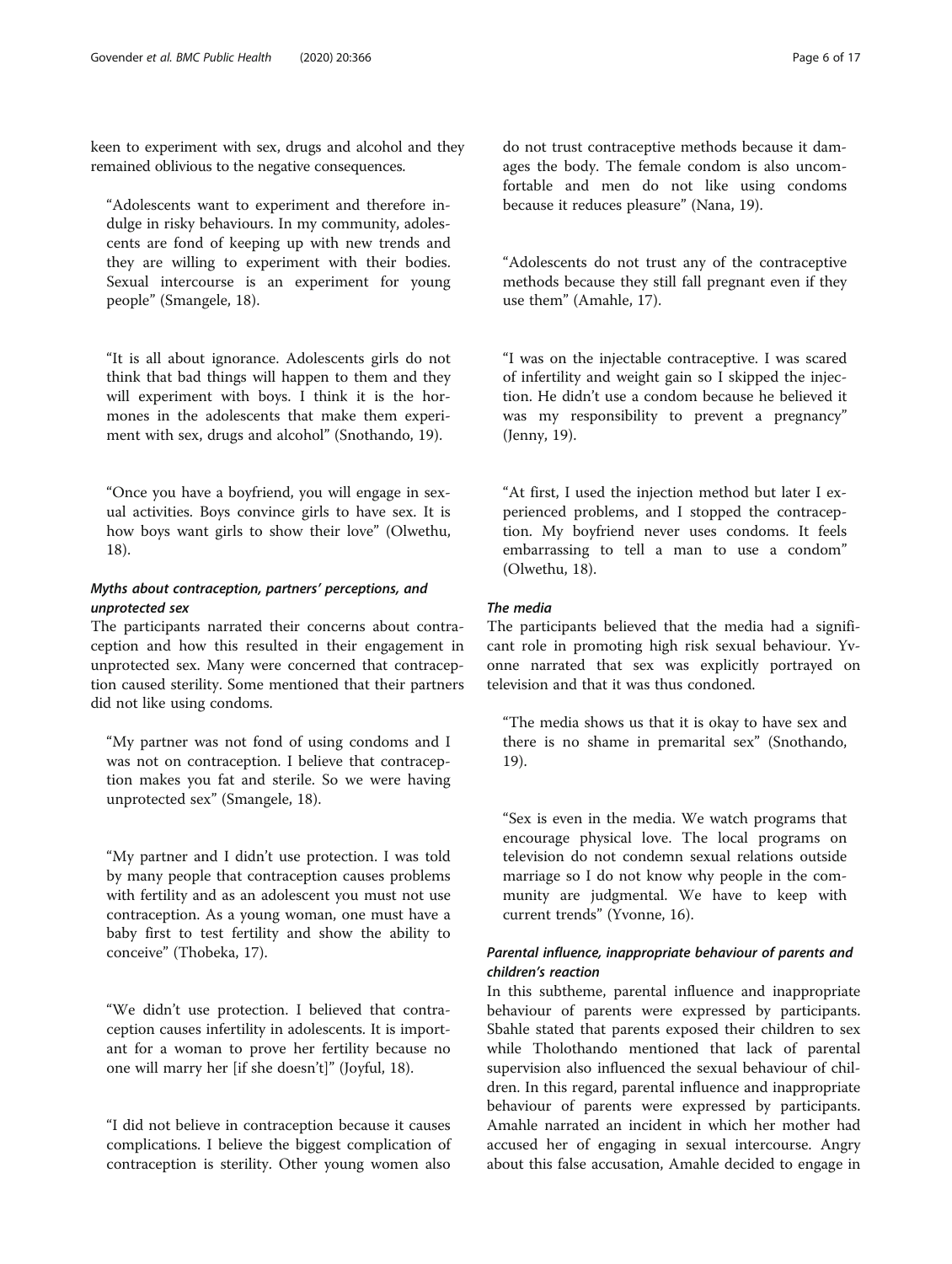keen to experiment with sex, drugs and alcohol and they remained oblivious to the negative consequences.

> "Adolescents want to experiment and therefore indulge in risky behaviours. In my community, adolescents are fond of keeping up with new trends and they are willing to experiment with their bodies. Sexual intercourse is an experiment for young people" (Smangele, 18).

> "It is all about ignorance. Adolescents girls do not think that bad things will happen to them and they will experiment with boys. I think it is the hormones in the adolescents that make them experiment with sex, drugs and alcohol" (Snothando, 19).

> "Once you have a boyfriend, you will engage in sexual activities. Boys convince girls to have sex. It is how boys want girls to show their love" (Olwethu, 18).

#### *Myths about contraception, partners' perceptions, and unprotected sex*

The participants narrated their concerns about contraception and how this resulted in their engagement in unprotected sex. Many were concerned that contraception caused sterility. Some mentioned that their partners did not like using condoms.

> "My partner was not fond of using condoms and I was not on contraception. I believe that contraception makes you fat and sterile. So we were having unprotected sex" (Smangele, 18).

> "My partner and I didn't use protection. I was told by many people that contraception causes problems with fertility and as an adolescent you must not use contraception. As a young woman, one must have a baby first to test fertility and show the ability to conceive" (Thobeka, 17).

> "We didn't use protection. I believed that contraception causes infertility in adolescents. It is important for a woman to prove her fertility because no one will marry her [if she doesn't]" (Joyful, 18).

> "I did not believe in contraception because it causes complications. I believe the biggest complication of contraception is sterility. Other young women also do not trust contraceptive methods because it damages the body. The female condom is also uncomfortable and men do not like using condoms because it reduces pleasure" (Nana, 19).

> "Adolescents do not trust any of the contraceptive methods because they still fall pregnant even if they use them" (Amahle, 17).

> "I was on the injectable contraceptive. I was scared of infertility and weight gain so I skipped the injection. He didn't use a condom because he believed it was my responsibility to prevent a pregnancy" (Jenny, 19).

> "At first, I used the injection method but later I experienced problems, and I stopped the contraception. My boyfriend never uses condoms. It feels embarrassing to tell a man to use a condom" (Olwethu, 18).

#### *The media*

The participants believed that the media had a significant role in promoting high risk sexual behaviour. Yvonne narrated that sex was explicitly portrayed on television and that it was thus condoned.

> "The media shows us that it is okay to have sex and there is no shame in premarital sex" (Snothando, 19).

> "Sex is even in the media. We watch programs that encourage physical love. The local programs on television do not condemn sexual relations outside marriage so I do not know why people in the community are judgmental. We have to keep with current trends" (Yvonne, 16).

#### *Parental influence, inappropriate behaviour of parents and children's reaction*

In this subtheme, parental influence and inappropriate behaviour of parents were expressed by participants. Sbahle stated that parents exposed their children to sex while Tholothando mentioned that lack of parental supervision also influenced the sexual behaviour of children. In this regard, parental influence and inappropriate behaviour of parents were expressed by participants. Amahle narrated an incident in which her mother had accused her of engaging in sexual intercourse. Angry about this false accusation, Amahle decided to engage in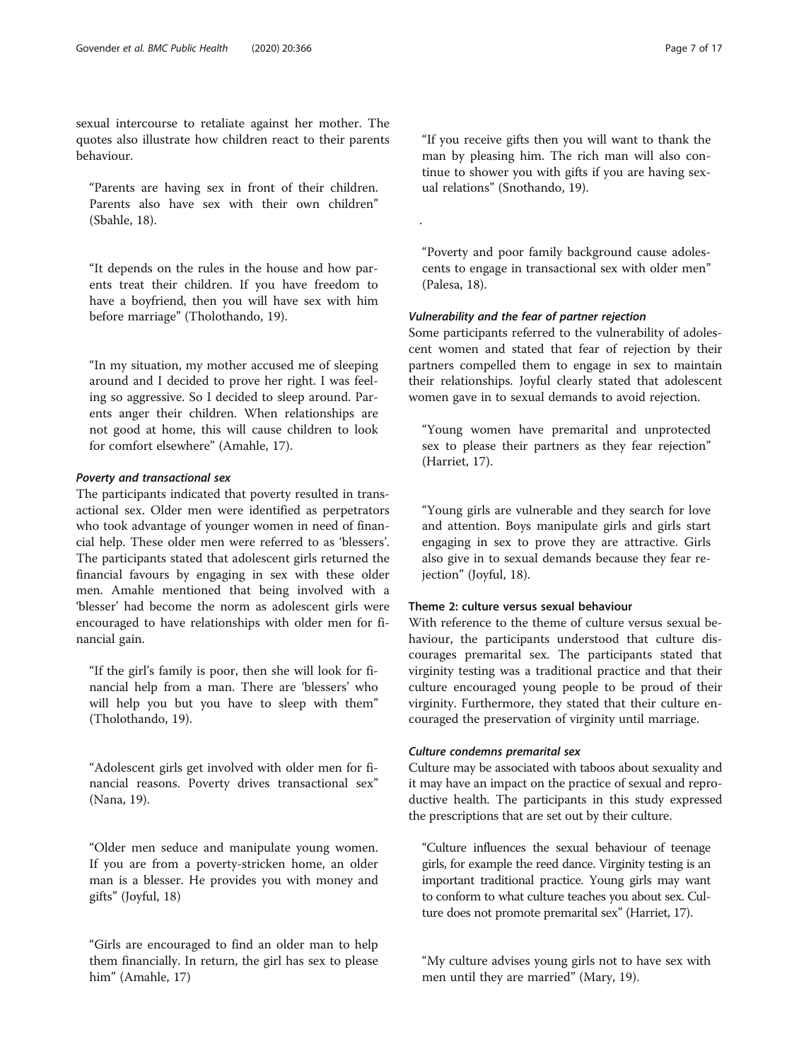sexual intercourse to retaliate against her mother. The quotes also illustrate how children react to their parents behaviour.

> "Parents are having sex in front of their children. Parents also have sex with their own children" (Sbahle, 18).

> "It depends on the rules in the house and how parents treat their children. If you have freedom to have a boyfriend, then you will have sex with him before marriage" (Tholothando, 19).

> "In my situation, my mother accused me of sleeping around and I decided to prove her right. I was feeling so aggressive. So I decided to sleep around. Parents anger their children. When relationships are not good at home, this will cause children to look for comfort elsewhere" (Amahle, 17).

#### Poverty and transactional sex

The participants indicated that poverty resulted in transactional sex. Older men were identified as perpetrators who took advantage of younger women in need of financial help. These older men were referred to as 'blessers'. The participants stated that adolescent girls returned the financial favours by engaging in sex with these older men. Amahle mentioned that being involved with a 'blesser' had become the norm as adolescent girls were encouraged to have relationships with older men for financial gain.

> "If the girl's family is poor, then she will look for financial help from a man. There are 'blessers' who will help you but you have to sleep with them" (Tholothando, 19).

> "Adolescent girls get involved with older men for financial reasons. Poverty drives transactional sex" (Nana, 19).

> "Older men seduce and manipulate young women. If you are from a poverty-stricken home, an older man is a blesser. He provides you with money and gifts" (Joyful, 18)

> "Girls are encouraged to find an older man to help them financially. In return, the girl has sex to please him" (Amahle, 17)

> "If you receive gifts then you will want to thank the man by pleasing him. The rich man will also continue to shower you with gifts if you are having sexual relations" (Snothando, 19).

.

> "Poverty and poor family background cause adolescents to engage in transactional sex with older men" (Palesa, 18).

#### Vulnerability and the fear of partner rejection

Some participants referred to the vulnerability of adolescent women and stated that fear of rejection by their partners compelled them to engage in sex to maintain their relationships. Joyful clearly stated that adolescent women gave in to sexual demands to avoid rejection.

> "Young women have premarital and unprotected sex to please their partners as they fear rejection" (Harriet, 17).

> "Young girls are vulnerable and they search for love and attention. Boys manipulate girls and girls start engaging in sex to prove they are attractive. Girls also give in to sexual demands because they fear rejection" (Joyful, 18).

### Theme 2: culture versus sexual behaviour

With reference to the theme of culture versus sexual behaviour, the participants understood that culture discourages premarital sex. The participants stated that virginity testing was a traditional practice and that their culture encouraged young people to be proud of their virginity. Furthermore, they stated that their culture encouraged the preservation of virginity until marriage.

#### Culture condemns premarital sex

Culture may be associated with taboos about sexuality and it may have an impact on the practice of sexual and reproductive health. The participants in this study expressed the prescriptions that are set out by their culture.

> "Culture influences the sexual behaviour of teenage girls, for example the reed dance. Virginity testing is an important traditional practice. Young girls may want to conform to what culture teaches you about sex. Culture does not promote premarital sex" (Harriet, 17).

> "My culture advises young girls not to have sex with men until they are married" (Mary, 19).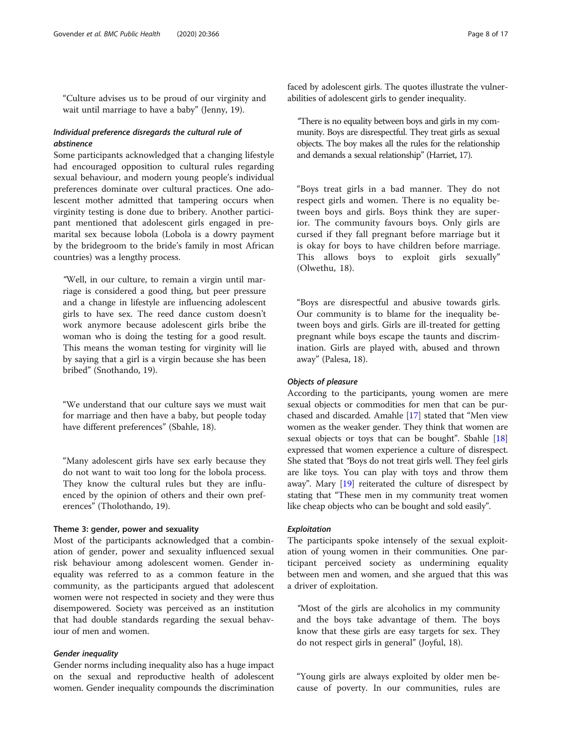"Culture advises us to be proud of our virginity and wait until marriage to have a baby" (Jenny, 19).

#### *Individual preference disregards the cultural rule of abstinence*

Some participants acknowledged that a changing lifestyle had encouraged opposition to cultural rules regarding sexual behaviour, and modern young people's individual preferences dominate over cultural practices. One adolescent mother admitted that tampering occurs when virginity testing is done due to bribery. Another participant mentioned that adolescent girls engaged in premarital sex because lobola (Lobola is a dowry payment by the bridegroom to the bride's family in most African countries) was a lengthy process.

> "Well, in our culture, to remain a virgin until marriage is considered a good thing, but peer pressure and a change in lifestyle are influencing adolescent girls to have sex. The reed dance custom doesn't work anymore because adolescent girls bribe the woman who is doing the testing for a good result. This means the woman testing for virginity will lie by saying that a girl is a virgin because she has been bribed" (Snothando, 19).

> "We understand that our culture says we must wait for marriage and then have a baby, but people today have different preferences" (Sbahle, 18).

> "Many adolescent girls have sex early because they do not want to wait too long for the lobola process. They know the cultural rules but they are influenced by the opinion of others and their own preferences" (Tholothando, 19).

### Theme 3: gender, power and sexuality

Most of the participants acknowledged that a combination of gender, power and sexuality influenced sexual risk behaviour among adolescent women. Gender inequality was referred to as a common feature in the community, as the participants argued that adolescent women were not respected in society and they were thus disempowered. Society was perceived as an institution that had double standards regarding the sexual behaviour of men and women.

#### *Gender inequality*

Gender norms including inequality also has a huge impact on the sexual and reproductive health of adolescent women. Gender inequality compounds the discrimination faced by adolescent girls. The quotes illustrate the vulnerabilities of adolescent girls to gender inequality.

> "There is no equality between boys and girls in my community. Boys are disrespectful. They treat girls as sexual objects. The boy makes all the rules for the relationship and demands a sexual relationship" (Harriet, 17).

> "Boys treat girls in a bad manner. They do not respect boys and women. There is no equality between boys and girls. Boys think they are superior. The community favours boys. Only girls are cursed if they fall pregnant before marriage but it is okay for boys to have children before marriage. This allows boys to exploit girls sexually" (Olwethu, 18).

> "Boys are disrespectful and abusive towards girls. Our community is to blame for the inequality between boys and girls. Girls are ill-treated for getting pregnant while boys escape the taunts and discrimination. Girls are played with, abused and thrown away" (Palesa, 18).

#### *Objects of pleasure*

According to the participants, young women are mere sexual objects or commodities for men that can be purchased and discarded. Amahle [17] stated that "Men view women as the weaker gender. They think that women are sexual objects or toys that can be bought". Sbahle [18] expressed that women experience a culture of disrespect. She stated that "Boys do not treat girls well. They feel girls are like toys. You can play with toys and throw them away". Mary [19] reiterated the culture of disrespect by stating that "These men in my community treat women like cheap objects who can be bought and sold easily".

#### *Exploitation*

The participants spoke intensely of the sexual exploitation of young women in their communities. One participant perceived society as undermining equality between men and women, and she argued that this was a driver of exploitation.

> "Most of the girls are alcoholics in my community and the boys take advantage of them. The boys know that these girls are easy targets for sex. They do not respect girls in general" (Joyful, 18).

> "Young girls are always exploited by older men because of poverty. In our communities, rules are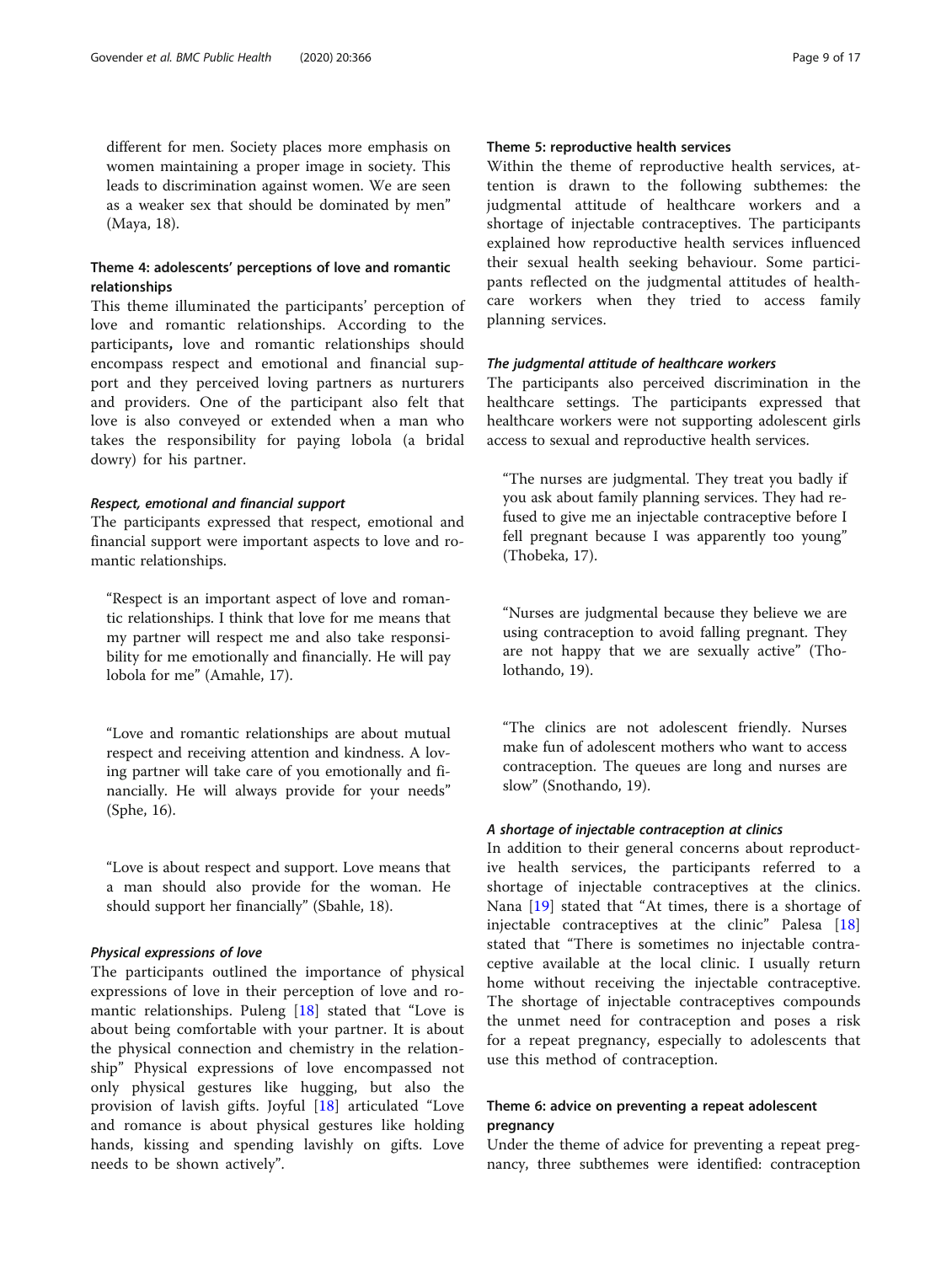different for men. Society places more emphasis on women maintaining a proper image in society. This leads to discrimination against women. We are seen as a weaker sex that should be dominated by men" (Maya, 18).

### Theme 4: adolescents' perceptions of love and romantic relationships

This theme illuminated the participants' perception of love and romantic relationships. According to the participants**,** love and romantic relationships should encompass respect and emotional and financial support and they perceived loving partners as nurturers and providers. One of the participant also felt that love is also conveyed or extended when a man who takes the responsibility for paying lobola (a bridal dowry) for his partner.

#### *Respect, emotional and financial support*

The participants expressed that respect, emotional and financial support were important aspects to love and romantic relationships.

> "Respect is an important aspect of love and romantic relationships. I think that love for me means that my partner will respect me and also take responsibility for me emotionally and financially. He will pay lobola for me" (Amahle, 17).

> "Love and romantic relationships are about mutual respect and receiving attention and kindness. A loving partner will take care of you emotionally and financially. He will always provide for your needs" (Sphe, 16).

> "Love is about respect and support. Love means that a man should also provide for the woman. He should support her financially" (Sbahle, 18).

#### *Physical expressions of love*

The participants outlined the importance of physical expressions of love in their perception of love and romantic relationships. Puleng [18] stated that "Love is about being comfortable with your partner. It is about the physical connection and chemistry in the relationship" Physical expressions of love encompassed not only physical gestures like hugging, but also the provision of lavish gifts. Joyful [18] articulated "Love and romance is about physical gestures like holding hands, kissing and spending lavishly on gifts. Love needs to be shown actively".

### Theme 5: reproductive health services

Within the theme of reproductive health services, attention is drawn to the following subthemes: the judgmental attitude of healthcare workers and a shortage of injectable contraceptives. The participants explained how reproductive health services influenced their sexual health seeking behaviour. Some participants reflected on the judgmental attitudes of healthcare workers when they tried to access family planning services.

#### *The judgmental attitude of healthcare workers*

The participants also perceived discrimination in the healthcare settings. The participants expressed that healthcare workers were not supporting adolescent girls access to sexual and reproductive health services.

> "The nurses are judgmental. They treat you badly if you ask about family planning services. They had refused to give me an injectable contraceptive before I fell pregnant because I was apparently too young" (Thobeka, 17).

> "Nurses are judgmental because they believe we are using contraception to avoid falling pregnant. They are not happy that we are sexually active" (Thololothando, 19).

> "The clinics are not adolescent friendly. Nurses make fun of adolescent mothers who want to access contraception. The queues are long and nurses are slow" (Snothando, 19).

#### *A shortage of injectable contraception at clinics*

In addition to their general concerns about reproductive health services, the participants referred to a shortage of injectable contraceptives at the clinics. Nana [19] stated that "At times, there is a shortage of injectable contraceptives at the clinic" Palesa [18] stated that "There is sometimes no injectable contraceptive available at the local clinic. I usually return home without receiving the injectable contraceptive. The shortage of injectable contraceptives compounds the unmet need for contraception and poses a risk for a repeat pregnancy, especially to adolescents that use this method of contraception.

### Theme 6: advice on preventing a repeat adolescent pregnancy

Under the theme of advice for preventing a repeat pregnancy, three subthemes were identified: contraception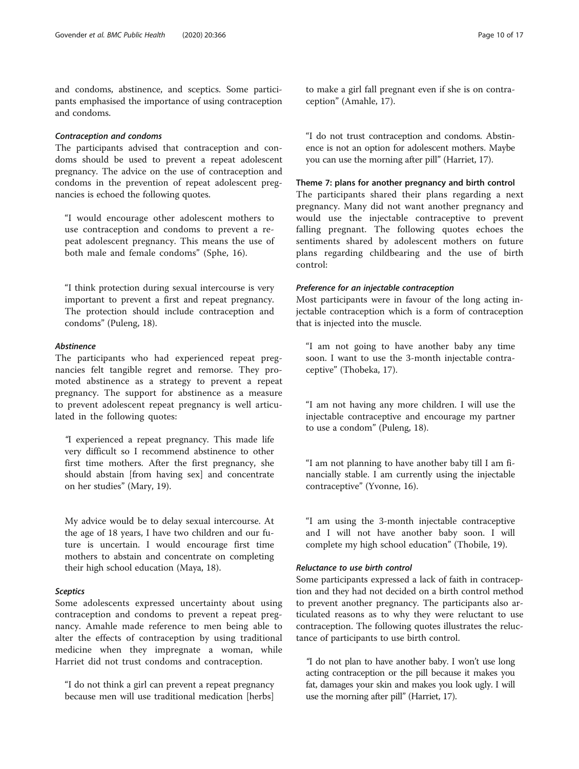and condoms, abstinence, and sceptics. Some participants emphasised the importance of using contraception and condoms.

#### *Contraception and condoms*

The participants advised that contraception and condoms should be used to prevent a repeat adolescent pregnancy. The advice on the use of contraception and condoms in the prevention of repeat adolescent pregnancies is echoed the following quotes.

> "I would encourage other adolescent mothers to use contraception and condoms to prevent a repeat adolescent pregnancy. This means the use of both male and female condoms" (Sphe, 16).

> "I think protection during sexual intercourse is very important to prevent a first and repeat pregnancy. The protection should include contraception and condoms" (Puleng, 18).

#### *Abstinence*

The participants who had experienced repeat pregnancies felt tangible regret and remorse. They promoted abstinence as a strategy to prevent a repeat pregnancy. The support for abstinence as a measure to prevent adolescent repeat pregnancy is well articulated in the following quotes:

> "I experienced a repeat pregnancy. This made life very difficult so I recommend abstinence to other first time mothers. After the first pregnancy, she should abstain [from having sex] and concentrate on her studies" (Mary, 19).

> My advice would be to delay sexual intercourse. At the age of 18 years, I have two children and our future is uncertain. I would encourage first time mothers to abstain and concentrate on completing their high school education (Maya, 18).

#### *Sceptics*

Some adolescents expressed uncertainty about using contraception and condoms to prevent a repeat pregnancy. Amahle made reference to men being able to alter the effects of contraception by using traditional medicine when they impregnate a woman, while Harriet did not trust condoms and contraception.

> "I do not think a girl can prevent a repeat pregnancy because men will use traditional medication [herbs] to make a girl fall pregnant even if she is on contraception" (Amahle, 17).

> "I do not trust contraception and condoms. Abstinence is not an option for adolescent mothers. Maybe you can use the morning after pill" (Harriet, 17).

### Theme 7: plans for another pregnancy and birth control

The participants shared their plans regarding a next pregnancy. Many did not want another pregnancy and would use the injectable contraceptive to prevent falling pregnant. The following quotes echoes the sentiments shared by adolescent mothers on future plans regarding childbearing and the use of birth control:

#### *Preference for an injectable contraception*

Most participants were in favour of the long acting injectable contraception which is a form of contraception that is injected into the muscle.

> "I am not going to have another baby any time soon. I want to use the 3-month injectable contraceptive" (Thobeka, 17).

> "I am not having any more children. I will use the injectable contraceptive and encourage my partner to use a condom" (Puleng, 18).

> "I am not planning to have another baby till I am financially stable. I am currently using the injectable contraceptive" (Yvonne, 16).

> "I am using the 3-month injectable contraceptive and I will not have another baby soon. I will complete my high school education" (Thobile, 19).

#### *Reluctance to use birth control*

Some participants expressed a lack of faith in contraception and they had not decided on a birth control method to prevent another pregnancy. The participants also articulated reasons as to why they were reluctant to use contraception. The following quotes illustrates the reluctance of participants to use birth control.

> "I do not plan to have another baby. I won't use long acting contraception or the pill because it makes you fat, damages your skin and makes you look ugly. I will use the morning after pill" (Harriet, 17).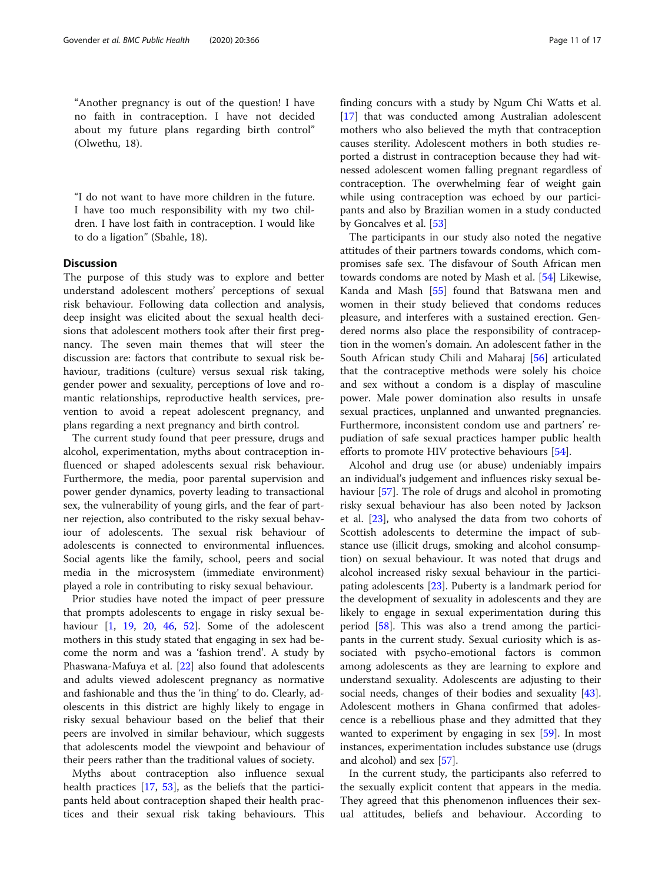"Another pregnancy is out of the question! I have no faith in contraception. I have not decided about my future plans regarding birth control" (Olwethu, 18).

"I do not want to have more children in the future. I have too much responsibility with my two children. I have lost faith in contraception. I would like to do a ligation" (Sbahle, 18).

## Discussion

The purpose of this study was to explore and better understand adolescent mothers' perceptions of sexual risk behaviour. Following data collection and analysis, deep insight was elicited about the sexual health decisions that adolescent mothers took after their first pregnancy. The seven main themes that will steer the discussion are: factors that contribute to sexual risk behaviour, traditions (culture) versus sexual risk taking, gender power and sexuality, perceptions of love and romantic relationships, reproductive health services, prevention to avoid a repeat adolescent pregnancy, and plans regarding a next pregnancy and birth control.

The current study found that peer pressure, drugs and alcohol, experimentation, myths about contraception influenced or shaped adolescents sexual risk behaviour. Furthermore, the media, poor parental supervision and power gender dynamics, poverty leading to transactional sex, the vulnerability of young girls, and the fear of partner rejection, also contributed to the risky sexual behaviour of adolescents. The sexual risk behaviour of adolescents is connected to environmental influences. Social agents like the family, school, peers and social media in the microsystem (immediate environment) played a role in contributing to risky sexual behaviour.

Prior studies have noted the impact of peer pressure that prompts adolescents to engage in risky sexual behaviour [1, 19, 20, 46, 52]. Some of the adolescent mothers in this study stated that engaging in sex had become the norm and was a 'fashion trend'. A study by Phaswana-Mafuya et al. [22] also found that adolescents and adults viewed adolescent pregnancy as normative and fashionable and thus the 'in thing' to do. Clearly, adolescents in this district are highly likely to engage in risky sexual behaviour based on the belief that their peers are involved in similar behaviour, which suggests that adolescents model the viewpoint and behaviour of their peers rather than the traditional values of society.

Myths about contraception also influence sexual health practices [17, 53], as the beliefs that the participants held about contraception shaped their health practices and their sexual risk taking behaviours. This finding concurs with a study by Ngum Chi Watts et al. [17] that was conducted among Australian adolescent mothers who also believed the myth that contraception causes sterility. Adolescent mothers in both studies reported a distrust in contraception because they had witnessed adolescent women falling pregnant regardless of contraception. The overwhelming fear of weight gain while using contraception was echoed by our participants and also by Brazilian women in a study conducted by Goncalves et al. [53]

The participants in our study also noted the negative attitudes of their partners towards condoms, which compromises safe sex. The disfavour of South African men towards condoms are noted by Mash et al. [54] Likewise, Kanda and Mash [55] found that Batswana men and women in their study believed that condoms reduces pleasure, and interferes with a sustained erection. Gendered norms also place the responsibility of contraception in the women's domain. An adolescent father in the South African study Chili and Maharaj [56] articulated that the contraceptive methods were solely his choice and sex without a condom is a display of masculine power. Male power domination also results in unsafe sexual practices, unplanned and unwanted pregnancies. Furthermore, inconsistent condom use and partners' repudiation of safe sexual practices hamper public health efforts to promote HIV protective behaviours [54].

Alcohol and drug use (or abuse) undeniably impairs an individual's judgement and influences risky sexual behaviour [57]. The role of drugs and alcohol in promoting risky sexual behaviour has also been noted by Jackson et al. [23], who analysed the data from two cohorts of Scottish adolescents to determine the impact of substance use (illicit drugs, smoking and alcohol consumption) on sexual behaviour. It was noted that drugs and alcohol increased risky sexual behaviour in the participating adolescents [23]. Puberty is a landmark period for the development of sexuality in adolescents and they are likely to engage in sexual experimentation during this period [58]. This was also a trend among the participants in the current study. Sexual curiosity which is associated with psycho-emotional factors is common among adolescents as they are learning to explore and understand sexuality. Adolescents are adjusting to their social needs, changes of their bodies and sexuality [43]. Adolescent mothers in Ghana confirmed that adolescence is a rebellious phase and they admitted that they wanted to experiment by engaging in sex [59]. In most instances, experimentation includes substance use (drugs and alcohol) and sex [57].

In the current study, the participants also referred to the sexually explicit content that appears in the media. They agreed that this phenomenon influences their sexual attitudes, beliefs and behaviour. According to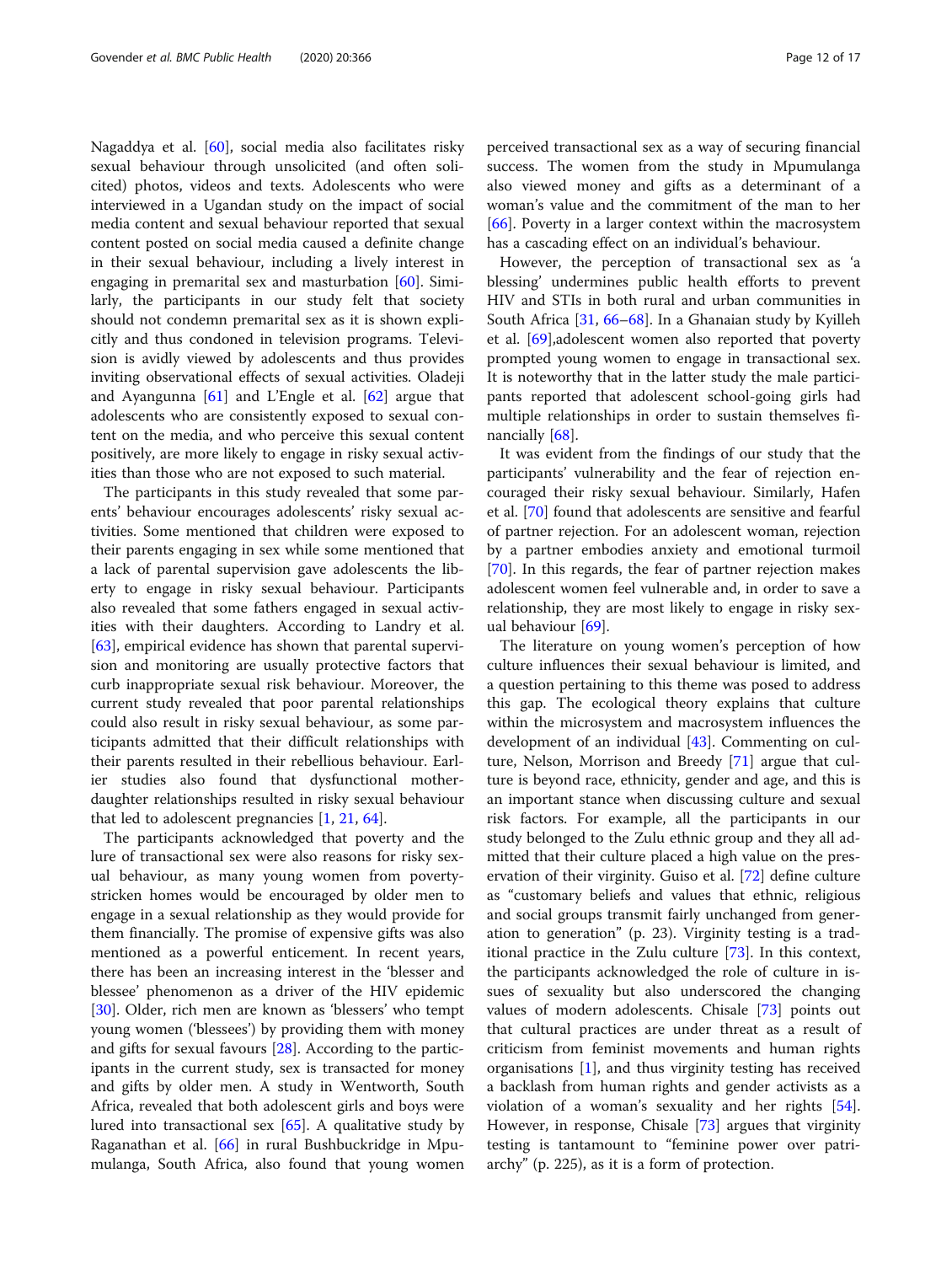Nagaddya et al. [60], social media also facilitates risky sexual behaviour through unsolicited (and often solicited) photos, videos and texts. Adolescents who were interviewed in a Ugandan study on the impact of social media content and sexual behaviour reported that sexual content posted on social media caused a definite change in their sexual behaviour, including a lively interest in engaging in premarital sex and masturbation [60]. Similarly, the participants in our study felt that society should not condemn premarital sex as it is shown explicitly and thus condoned in television programs. Television is avidly viewed by adolescents and thus provides inviting observational effects of sexual activities. Oladeji and Ayangunna [61] and L'Engle et al. [62] argue that adolescents who are consistently exposed to sexual content on the media, and who perceive this sexual content positively, are more likely to engage in risky sexual activities than those who are not exposed to such material.

The participants in this study revealed that some parents' behaviour encourages adolescents' risky sexual activities. Some mentioned that children were exposed to their parents engaging in sex while some mentioned that a lack of parental supervision gave adolescents the liberty to engage in risky sexual behaviour. Participants also revealed that some fathers engaged in sexual activities with their daughters. According to Landry et al. [63], empirical evidence has shown that parental supervision and monitoring are usually protective factors that curb inappropriate sexual risk behaviour. Moreover, the current study revealed that poor parental relationships could also result in risky sexual behaviour, as some participants admitted that their difficult relationships with their parents resulted in their rebellious behaviour. Earlier studies also found that dysfunctional mother-daughter relationships resulted in risky sexual behaviour that led to adolescent pregnancies [1, 21, 64].

The participants acknowledged that poverty and the lure of transactional sex were also reasons for risky sexual behaviour, as many young women from poverty-stricken homes would be encouraged by older men to engage in a sexual relationship as they would provide for them financially. The promise of expensive gifts was also mentioned as a powerful enticement. In recent years, there has been an increasing interest in the 'blesser and blessee' phenomenon as a driver of the HIV epidemic [30]. Older, rich men are known as 'blessers' who tempt young women ('blessees') by providing them with money and gifts for sexual favours [28]. According to the participants in the current study, sex is transacted for money and gifts by older men. A study in Wentworth, South Africa, revealed that both adolescent girls and boys were lured into transactional sex [65]. A qualitative study by Raganathan et al. [66] in rural Bushbuckridge in Mpumulanga, South Africa, also found that young women perceived transactional sex as a way of securing financial success. The women from the study in Mpumulanga also viewed money and gifts as a determinant of a woman's value and the commitment of the man to her [66]. Poverty in a larger context within the macrosystem has a cascading effect on an individual's behaviour.

However, the perception of transactional sex as 'a blessing' undermines public health efforts to prevent HIV and STIs in both rural and urban communities in South Africa [31, 66–68]. In a Ghanaian study by Kyilleh et al. [69],adolescent women also reported that poverty prompted young women to engage in transactional sex. It is noteworthy that in the latter study the male participants reported that adolescent school-going girls had multiple relationships in order to sustain themselves financially [68].

It was evident from the findings of our study that the participants' vulnerability and the fear of rejection encouraged their risky sexual behaviour. Similarly, Hafen et al. [70] found that adolescents are sensitive and fearful of partner rejection. For an adolescent woman, rejection by a partner embodies anxiety and emotional turmoil [70]. In this regards, the fear of partner rejection makes adolescent women feel vulnerable and, in order to save a relationship, they are most likely to engage in risky sexual behaviour [69].

The literature on young women's perception of how culture influences their sexual behaviour is limited, and a question pertaining to this theme was posed to address this gap. The ecological theory explains that culture within the microsystem and macrosystem influences the development of an individual [43]. Commenting on culture, Nelson, Morrison and Breedy [71] argue that culture is beyond race, ethnicity, gender and age, and this is an important stance when discussing culture and sexual risk factors. For example, all the participants in our study belonged to the Zulu ethnic group and they all admitted that their culture placed a high value on the preservation of their virginity. Guiso et al. [72] define culture as "customary beliefs and values that ethnic, religious and social groups transmit fairly unchanged from generation to generation" (p. 23). Virginity testing is a traditional practice in the Zulu culture [73]. In this context, the participants acknowledged the role of culture in issues of sexuality but also underscored the changing values of modern adolescents. Chisale [73] points out that cultural practices are under threat as a result of criticism from feminist movements and human rights organisations [1], and thus virginity testing has received a backlash from human rights and gender activists as a violation of a woman's sexuality and her rights [54]. However, in response, Chisale [73] argues that virginity testing is tantamount to "feminine power over patriarchy" (p. 225), as it is a form of protection.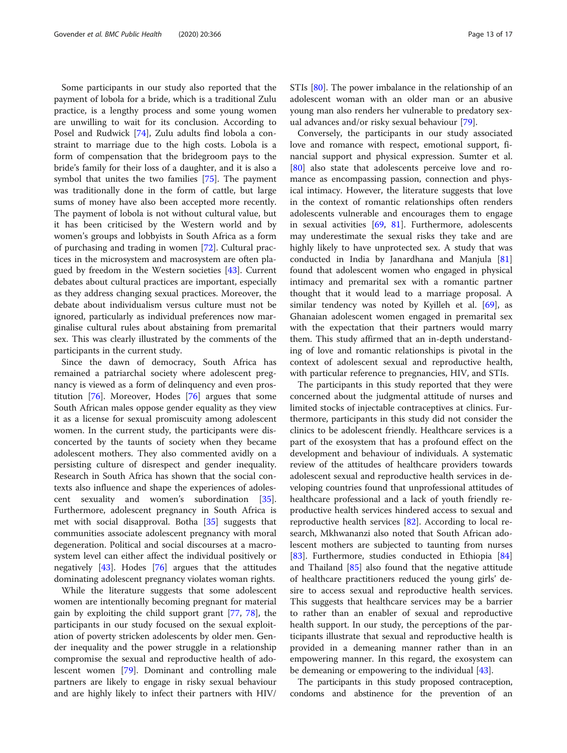Some participants in our study also reported that the payment of lobola for a bride, which is a traditional Zulu practice, is a lengthy process and some young women are unwilling to wait for its conclusion. According to Posel and Rudwick [74], Zulu adults find lobola a constraint to marriage due to the high costs. Lobola is a form of compensation that the bridegroom pays to the bride's family for their loss of a daughter, and it is also a symbol that unites the two families [75]. The payment was traditionally done in the form of cattle, but large sums of money have also been accepted more recently. The payment of lobola is not without cultural value, but it has been criticised by the Western world and by women's groups and lobbyists in South Africa as a form of purchasing and trading in women [72]. Cultural practices in the microsystem and macrosystem are often plagued by freedom in the Western societies [43]. Current debates about cultural practices are important, especially as they address changing sexual practices. Moreover, the debate about individualism versus culture must not be ignored, particularly as individual preferences now marginalise cultural rules about abstaining from premarital sex. This was clearly illustrated by the comments of the participants in the current study.

Since the dawn of democracy, South Africa has remained a patriarchal society where adolescent pregnancy is viewed as a form of delinquency and even prostitution [76]. Moreover, Hodes [76] argues that some South African males oppose gender equality as they view it as a license for sexual promiscuity among adolescent women. In the current study, the participants were disconcerted by the taunts of society when they became adolescent mothers. They also commented avidly on a persisting culture of disrespect and gender inequality. Research in South Africa has shown that the social contexts also influence and shape the experiences of adolescent sexuality and women's subordination [35]. Furthermore, adolescent pregnancy in South Africa is met with social disapproval. Botha [35] suggests that communities associate adolescent pregnancy with moral degeneration. Political and social discourses at a macrosystem level can either affect the individual positively or negatively [43]. Hodes [76] argues that the attitudes dominating adolescent pregnancy violates woman rights.

While the literature suggests that some adolescent women are intentionally becoming pregnant for material gain by exploiting the child support grant [77, 78], the participants in our study focused on the sexual exploitation of poverty stricken adolescents by older men. Gender inequality and the power struggle in a relationship compromise the sexual and reproductive health of adolescent women [79]. Dominant and controlling male partners are likely to engage in risky sexual behaviour and are highly likely to infect their partners with HIV/STIs [80]. The power imbalance in the relationship of an adolescent woman with an older man or an abusive young man also renders her vulnerable to predatory sexual advances and/or risky sexual behaviour [79].

Conversely, the participants in our study associated love and romance with respect, emotional support, financial support and physical expression. Sumter et al. [80] also state that adolescents perceive love and romance as encompassing passion, connection and physical intimacy. However, the literature suggests that love in the context of romantic relationships often renders adolescents vulnerable and encourages them to engage in sexual activities [69, 81]. Furthermore, adolescents may underestimate the sexual risks they take and are highly likely to have unprotected sex. A study that was conducted in India by Janardhana and Manjula [81] found that adolescent women who engaged in physical intimacy and premarital sex with a romantic partner thought that it would lead to a marriage proposal. A similar tendency was noted by Kyilleh et al. [69], as Ghanaian adolescent women engaged in premarital sex with the expectation that their partners would marry them. This study affirmed that an in-depth understanding of love and romantic relationships is pivotal in the context of adolescent sexual and reproductive health, with particular reference to pregnancies, HIV, and STIs.

The participants in this study reported that they were concerned about the judgmental attitude of nurses and limited stocks of injectable contraceptives at clinics. Furthermore, participants in this study did not consider the clinics to be adolescent friendly. Healthcare services is a part of the exosystem that has a profound effect on the development and behaviour of individuals. A systematic review of the attitudes of healthcare providers towards adolescent sexual and reproductive health services in developing countries found that unprofessional attitudes of healthcare professional and a lack of youth friendly reproductive health services hindered access to sexual and reproductive health services [82]. According to local research, Mkhwananzi also noted that South African adolescent mothers are subjected to taunting from nurses [83]. Furthermore, studies conducted in Ethiopia [84] and Thailand [85] also found that the negative attitude of healthcare practitioners reduced the young girls' desire to access sexual and reproductive health services. This suggests that healthcare services may be a barrier to rather than an enabler of sexual and reproductive health support. In our study, the perceptions of the participants illustrate that sexual and reproductive health is provided in a demeaning manner rather than in an empowering manner. In this regard, the exosystem can be demeaning or empowering to the individual [43].

The participants in this study proposed contraception, condoms and abstinence for the prevention of an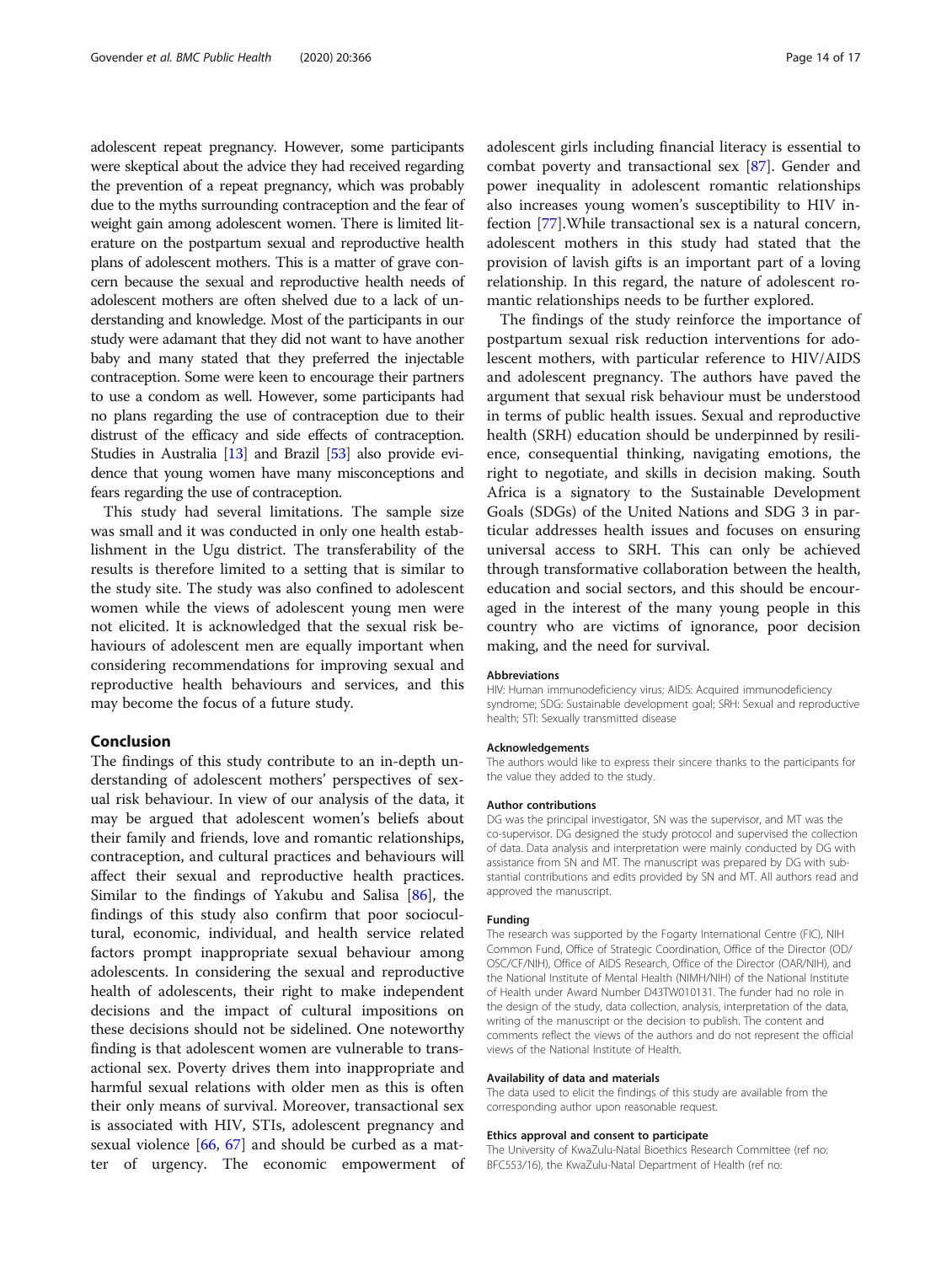adolescent repeat pregnancy. However, some participants were skeptical about the advice they had received regarding the prevention of a repeat pregnancy, which was probably due to the myths surrounding contraception and the fear of weight gain among adolescent women. There is limited literature on the postpartum sexual and reproductive health plans of adolescent mothers. This is a matter of grave concern because the sexual and reproductive health needs of adolescent mothers are often shelved due to a lack of understanding and knowledge. Most of the participants in our study were adamant that they did not want to have another baby and many stated that they preferred the injectable contraception. Some were keen to encourage their partners to use a condom as well. However, some participants had no plans regarding the use of contraception due to their distrust of the efficacy and side effects of contraception. Studies in Australia [13] and Brazil [53] also provide evidence that young women have many misconceptions and fears regarding the use of contraception.

This study had several limitations. The sample size was small and it was conducted in only one health establishment in the Ugu district. The transferability of the results is therefore limited to a setting that is similar to the study site. The study was also confined to adolescent women while the views of adolescent young men were not elicited. It is acknowledged that the sexual risk behaviours of adolescent men are equally important when considering recommendations for improving sexual and reproductive health behaviours and services, and this may become the focus of a future study.

## Conclusion

The findings of this study contribute to an in-depth understanding of adolescent mothers' perspectives of sexual risk behaviour. In view of our analysis of the data, it may be argued that adolescent women's beliefs about their family and friends, love and romantic relationships, contraception, and cultural practices and behaviours will affect their sexual and reproductive health practices. Similar to the findings of Yakubu and Salisa [86], the findings of this study also confirm that poor sociocultural, economic, individual, and health service related factors prompt inappropriate sexual behaviour among adolescents. In considering the sexual and reproductive health of adolescents, their right to make independent decisions and the impact of cultural impositions on these decisions should not be sidelined. One noteworthy finding is that adolescent women are vulnerable to transactional sex. Poverty drives them into inappropriate and harmful sexual relations with older men as this is often their only means of survival. Moreover, transactional sex is associated with HIV, STIs, adolescent pregnancy and sexual violence [66, 67] and should be curbed as a matter of urgency. The economic empowerment of adolescent girls including financial literacy is essential to combat poverty and transactional sex [87]. Gender and power inequality in adolescent romantic relationships also increases young women's susceptibility to HIV infection [77].While transactional sex is a natural concern, adolescent mothers in this study had stated that the provision of lavish gifts is an important part of a loving relationship. In this regard, the nature of adolescent romantic relationships needs to be further explored.

The findings of the study reinforce the importance of postpartum sexual risk reduction interventions for adolescent mothers, with particular reference to HIV/AIDS and adolescent pregnancy. The authors have paved the argument that sexual risk behaviour must be understood in terms of public health issues. Sexual and reproductive health (SRH) education should be underpinned by resilience, consequential thinking, navigating emotions, the right to negotiate, and skills in decision making. South Africa is a signatory to the Sustainable Development Goals (SDGs) of the United Nations and SDG 3 in particular addresses health issues and focuses on ensuring universal access to SRH. This can only be achieved through transformative collaboration between the health, education and social sectors, and this should be encouraged in the interest of the many young people in this country who are victims of ignorance, poor decision making, and the need for survival.

#### Abbreviations

HIV: Human immunodeficiency virus; AIDS: Acquired immunodeficiency syndrome; SDG: Sustainable development goal; SRH: Sexual and reproductive health; STI: Sexually transmitted disease

#### Acknowledgements

The authors would like to express their sincere thanks to the participants for the value they added to the study.

#### Author contributions

DG was the principal investigator, SN was the supervisor, and MT was the co-supervisor. DG designed the study protocol and supervised the collection of data. Data analysis and interpretation were mainly conducted by DG with assistance from SN and MT. The manuscript was prepared by DG with substantial contributions and edits provided by SN and MT. All authors read and approved the manuscript.

#### Funding

The research was supported by the Fogarty International Centre (FIC), NIH Common Fund, Office of Strategic Coordination, Office of the Director (OD/OSC/CF/NIH), Office of AIDS Research, Office of the Director (OAR/NIH), and the National Institute of Mental Health (NIMH/NIH) of the National Institute of Health under Award Number D43TW010131. The funder had no role in the design of the study, data collection, analysis, interpretation of the data, writing of the manuscript or the decision to publish. The content and comments reflect the views of the authors and do not represent the official views of the National Institute of Health.

#### Availability of data and materials

The data used to elicit the findings of this study are available from the corresponding author upon reasonable request.

#### Ethics approval and consent to participate

The University of KwaZulu-Natal Bioethics Research Committee (ref no: BFC553/16), the KwaZulu-Natal Department of Health (ref no: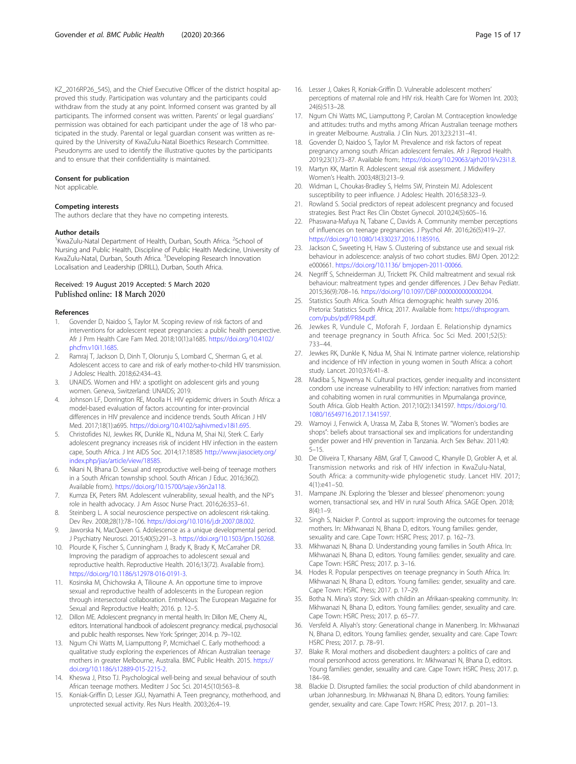KZ_2016RP26_545), and the Chief Executive Officer of the district hospital approved this study. Participation was voluntary and the participants could withdraw from the study at any point. Informed consent was granted by all participants. The informed consent was written. Parents' or legal guardians' permission was obtained for each participant under the age of 18 who participated in the study. Parental or legal guardian consent was written as required by the University of KwaZulu-Natal Bioethics Research Committee. Pseudonyms are used to identify the illustrative quotes by the participants and to ensure that their confidentiality is maintained.

### Consent for publication

Not applicable.

### Competing interests

The authors declare that they have no competing interests.

### Author details

[1]KwaZulu-Natal Department of Health, Durban, South Africa. [2]School of Nursing and Public Health, Discipline of Public Health Medicine, University of KwaZulu-Natal, Durban, South Africa. [3]Developing Research Innovation Localisation and Leadership (DRILL), Durban, South Africa.

Received: 19 August 2019 Accepted: 5 March 2020
Published online: 18 March 2020

### References

1. Govender D, Naidoo S, Taylor M. Scoping review of risk factors of and interventions for adolescent repeat pregnancies: a public health perspective. Afr J Prm Health Care Fam Med. 2018;10(1):a1685. https://doi.org/10.4102/phcfm.v10i1.1685.
2. Ramraj T, Jackson D, Dinh T, Olorunju S, Lombard C, Sherman G, et al. Adolescent access to care and risk of early mother-to-child HIV transmission. J Adolesc Health. 2018;62:434–43.
3. UNAIDS. Women and HIV: a spotlight on adolescent girls and young women. Geneva, Switzerland: UNAIDS; 2019.
4. Johnson LF, Dorrington RE, Moolla H. HIV epidemic drivers in South Africa: a model-based evaluation of factors accounting for inter-provincial differences in HIV prevalence and incidence trends. South African J HIV Med. 2017;18(1):a695. https://doi.org/10.4102/sajhivmed.v18i1.695.
5. Christofides NJ, Jewkes RK, Dunkle KL, Nduna M, Shai NJ, Sterk C. Early adolescent pregnancy increases risk of incident HIV infection in the eastern cape, South Africa. J Int AIDS Soc. 2014;17:18585 http://www.jiasociety.org/index.php/jias/article/view/18585.
6. Nkani N, Bhana D. Sexual and reproductive well-being of teenage mothers in a South African township school. South African J Educ. 2016;36(2). Available from:). https://doi.org/10.15700/saje.v36n2a118.
7. Kumza EK, Peters RM. Adolescent vulnerability, sexual health, and the NP's role in health advocacy. J Am Assoc Nurse Pract. 2016;26:353–61.
8. Steinberg L. A social neuroscience perspective on adolescent risk-taking. Dev Rev. 2008;28(1):78–106. https://doi.org/10.1016/j.dr.2007.08.002.
9. Jaworska N, MacQueen G. Adolescence as a unique developmental period. J Psychiatry Neurosci. 2015;40(5):291–3. https://doi.org/10.1503/jpn.150268.
10. Plourde K, Fischer S, Cunningham J, Brady K, Brady K, McCarraher DR. Improving the paradigm of approaches to adolescent sexual and reproductive health. Reproductive Health. 2016;13(72). Available from:). https://doi.org/10.1186/s12978-016-0191-3.
11. Kosinska M, Chichowska A, Tilioune A. An opportune time to improve sexual and reproductive health of adolescents in the European region through intersectoral collaboration. EntreNous: The European Magazine for Sexual and Reproductive Health; 2016. p. 12–5.
12. Dillon ME. Adolescent pregnancy in mental health. In: Dillon ME, Cherry AL, editors. International handbook of adolescent pregnancy: medical, psychosocial and public health responses. New York: Springer; 2014. p. 79–102.
13. Ngum Chi Watts M, Liamputtong P, Mcmichael C. Early motherhood: a qualitative study exploring the experiences of African Australian teenage mothers in greater Melbourne, Australia. BMC Public Health. 2015. https://doi.org/10.1186/s12889-015-2215-2.
14. Kheswa J, Pitso TJ. Psychological well-being and sexual behaviour of south African teenage mothers. Mediterr J Soc Sci. 2014;5(10):563–8.
15. Koniak-Griffin D, Lesser JGU, Nyamathi A. Teen pregnancy, motherhood, and unprotected sexual activity. Res Nurs Health. 2003;26:4–19.
16. Lesser J, Oakes R, Koniak-Griffin D. Vulnerable adolescent mothers' perceptions of maternal role and HIV risk. Health Care for Women Int. 2003;24(6):513–28.
17. Ngum Chi Watts MC, Liamputtong P, Carolan M. Contraception knowledge and attitudes: truths and myths among African Australian teenage mothers in greater Melbourne. Australia. J Clin Nurs. 2013;23:2131–41.
18. Govender D, Naidoo S, Taylor M. Prevalence and risk factors of repeat pregnancy among south African adolescent females. Afr J Reprod Health. 2019;23(1):73–87. Available from:. https://doi.org/10.29063/ajrh2019/v23i1.8.
19. Martyn KK, Martin R. Adolescent sexual risk assessment. J Midwifery Women's Health. 2003;48(3):213–9.
20. Widman L, Choukas-Bradley S, Helms SW, Prinstein MJ. Adolescent susceptibility to peer influence. J Adolesc Health. 2016;58:323–9.
21. Rowland S. Social predictors of repeat adolescent pregnancy and focused strategies. Best Pract Res Clin Obstet Gynecol. 2010;24(5):605–16.
22. Phaswana-Mafuya N, Tabane C, Davids A. Community member perceptions of influences on teenage pregnancies. J Psychol Afr. 2016;26(5):419–27. https://doi.org/10.1080/14330237.2016.1185916.
23. Jackson C, Sweeting H, Haw S. Clustering of substance use and sexual risk behaviour in adolescence: analysis of two cohort studies. BMJ Open. 2012;2:e000661. https://doi.org/10.1136/ bmjopen-2011-00066.
24. Negriff S, Schneiderman JU, Trickett PK. Child maltreatment and sexual risk behaviour: maltreatment types and gender differences. J Dev Behav Pediatr. 2015;36(9):708–16. https://doi.org/10.1097/DBP.0000000000000204.
25. Statistics South Africa. South Africa demographic health survey 2016. Pretoria: Statistics South Africa; 2017. Available from: https://dhsprogram.com/pubs/pdf/PR84.pdf.
26. Jewkes R, Vundule C, Moforah F, Jordaan E. Relationship dynamics and teenage pregnancy in South Africa. Soc Sci Med. 2001;52(5):733–44.
27. Jewkes RK, Dunkle K, Ndua M, Shai N. Intimate partner violence, relationship and incidence of HIV infection in young women in South Africa: a cohort study. Lancet. 2010;376:41–8.
28. Madiba S, Ngwenya N. Cultural practices, gender inequality and inconsistent condom use increase vulnerability to HIV infection: narratives from married and cohabiting women in rural communities in Mpumalanga province, South Africa. Glob Health Action. 2017;10(2):1341597. https://doi.org/10.1080/16549716.2017.1341597.
29. Wamoyi J, Fenwick A, Urassa M, Zaba B, Stones W. "Women's bodies are shops": beliefs about transactional sex and implications for understanding gender power and HIV prevention in Tanzania. Arch Sex Behav. 2011;40:5–15.
30. De Oliveira T, Kharsany ABM, Graf T, Cawood C, Khanyile D, Grobler A, et al. Transmission networks and risk of HIV infection in KwaZulu-Natal, South Africa: a community-wide phylogenetic study. Lancet HIV. 2017;4(1):e41–50.
31. Mampane JN. Exploring the 'blesser and blessee' phenomenon: young women, transactional sex, and HIV in rural South Africa. SAGE Open. 2018;8(4):1–9.
32. Singh S, Naicker P. Control as support: improving the outcomes for teenage mothers. In: Mkhwanazi N, Bhana D, editors. Young families: gender, sexuality and care. Cape Town: HSRC Press; 2017. p. 162–73.
33. Mkhwanazi N, Bhana D. Understanding young families in South Africa. In: Mkhwanazi N, Bhana D, editors. Young families: gender, sexuality and care. Cape Town: HSRC Press; 2017. p. 3–16.
34. Hodes R. Popular perspectives on teenage pregnancy in South Africa. In: Mkhwanazi N, Bhana D, editors. Young families: gender, sexuality and care. Cape Town: HSRC Press; 2017. p. 17–29.
35. Botha N. Mina's story: Sick with childin an Afrikaan-speaking community. In: Mkhwanazi N, Bhana D, editors. Young families: gender, sexuality and care. Cape Town: HSRC Press; 2017. p. 65–77.
36. Versfeld A. Aliyah's story: Generational change in Manenberg. In: Mkhwanazi N, Bhana D, editors. Young families: gender, sexuality and care. Cape Town: HSRC Press; 2017. p. 78–91.
37. Blake R. Moral mothers and disobedient daughters: a politics of care and moral personhood across generations. In: Mkhwanazi N, Bhana D, editors. Young families: gender, sexuality and care. Cape Town: HSRC Press; 2017. p. 184–98.
38. Blackie D. Disrupted families: the social production of child abandonment in urban Johannesburg. In: Mkhwanazi N, Bhana D, editors. Young families: gender, sexuality and care. Cape Town: HSRC Press; 2017. p. 201–13.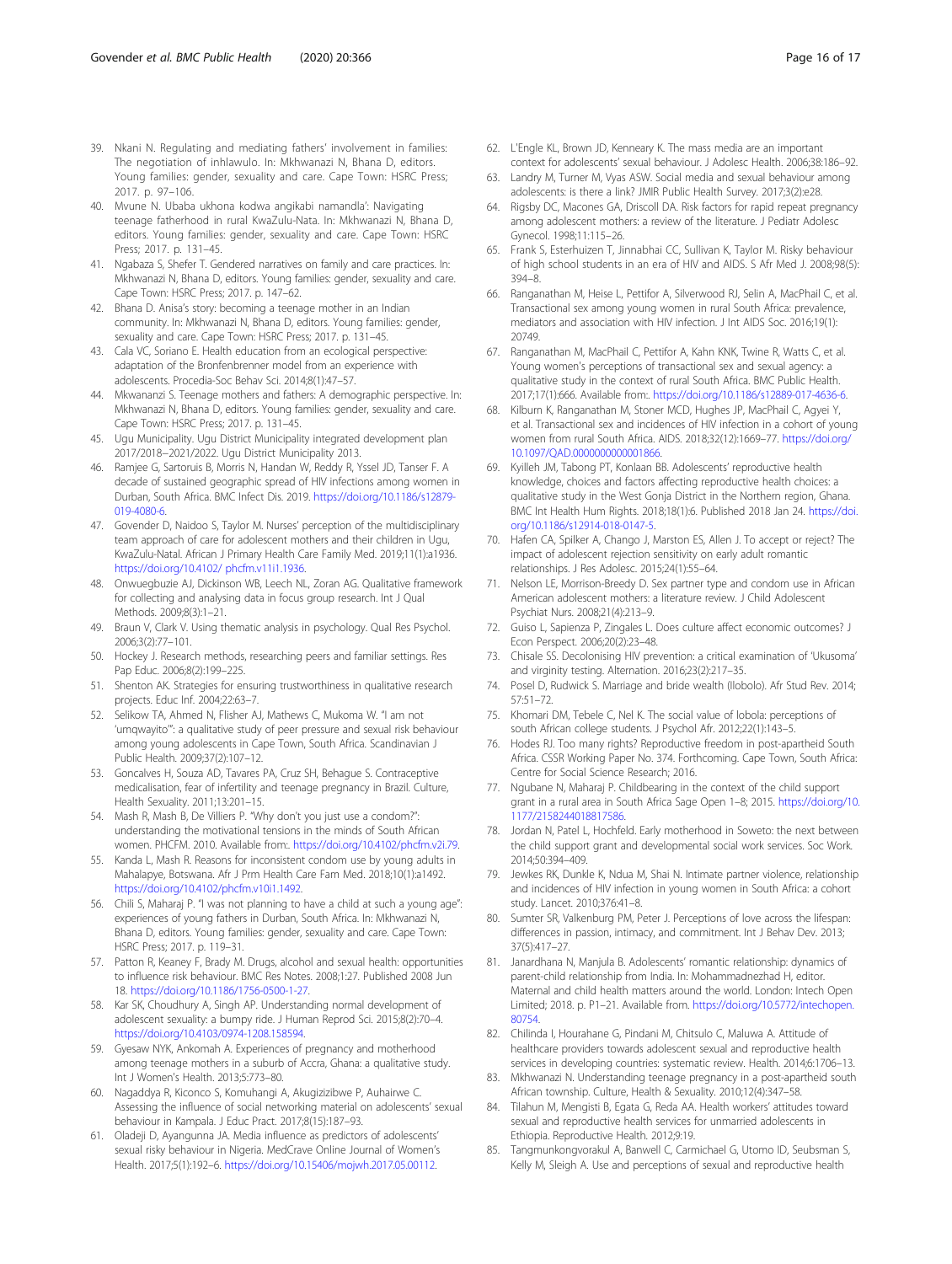39. Nkani N. Regulating and mediating fathers' involvement in families: The negotiation of inhlawulo. In: Mkhwanazi N, Bhana D, editors. Young families: gender, sexuality and care. Cape Town: HSRC Press; 2017. p. 97–106.
40. Mvune N. Ubaba ukhona kodwa angikabi namandla': Navigating teenage fatherhood in rural KwaZulu-Nata. In: Mkhwanazi N, Bhana D, editors. Young families: gender, sexuality and care. Cape Town: HSRC Press; 2017. p. 131–45.
41. Ngabaza S, Shefer T. Gendered narratives on family and care practices. In: Mkhwanazi N, Bhana D, editors. Young families: gender, sexuality and care. Cape Town: HSRC Press; 2017. p. 147–62.
42. Bhana D. Anisa's story: becoming a teenage mother in an Indian community. In: Mkhwanazi N, Bhana D, editors. Young families: gender, sexuality and care. Cape Town: HSRC Press; 2017. p. 131–45.
43. Cala VC, Soriano E. Health education from an ecological perspective: adaptation of the Bronfenbrenner model from an experience with adolescents. Procedia-Soc Behav Sci. 2014;8(1):47–57.
44. Mkwananzi S. Teenage mothers and fathers: A demographic perspective. In: Mkhwanazi N, Bhana D, editors. Young families: gender, sexuality and care. Cape Town: HSRC Press; 2017. p. 131–45.
45. Ugu Municipality. Ugu District Municipality integrated development plan 2017/2018–2021/2022. Ugu District Municipality 2013.
46. Ramjee G, Sartoruis B, Morris N, Handan W, Reddy R, Yssel JD, Tanser F. A decade of sustained geographic spread of HIV infections among women in Durban, South Africa. BMC Infect Dis. 2019. https://doi.org/10.1186/s12879-019-4080-6.
47. Govender D, Naidoo S, Taylor M. Nurses' perception of the multidisciplinary team approach of care for adolescent mothers and their children in Ugu, KwaZulu-Natal. African J Primary Health Care Family Med. 2019;11(1):a1936. https://doi.org/10.4102/ phcfm.v11i1.1936.
48. Onwuegbuzie AJ, Dickinson WB, Leech NL, Zoran AG. Qualitative framework for collecting and analysing data in focus group research. Int J Qual Methods. 2009;8(3):1–21.
49. Braun V, Clark V. Using thematic analysis in psychology. Qual Res Psychol. 2006;3(2):77–101.
50. Hockey J. Research methods, researching peers and familiar settings. Res Pap Educ. 2006;8(2):199–225.
51. Shenton AK. Strategies for ensuring trustworthiness in qualitative research projects. Educ Inf. 2004;22:63–7.
52. Selikow TA, Ahmed N, Flisher AJ, Mathews C, Mukoma W. "I am not 'umqwayito'": a qualitative study of peer pressure and sexual risk behaviour among young adolescents in Cape Town, South Africa. Scandinavian J Public Health. 2009;37(2):107–12.
53. Goncalves H, Souza AD, Tavares PA, Cruz SH, Behague S. Contraceptive medicalisation, fear of infertility and teenage pregnancy in Brazil. Culture, Health Sexuality. 2011;13:201–15.
54. Mash R, Mash B, De Villiers P. "Why don't you just use a condom?": understanding the motivational tensions in the minds of South African women. PHCFM. 2010. Available from:. https://doi.org/10.4102/phcfm.v2i.79.
55. Kanda L, Mash R. Reasons for inconsistent condom use by young adults in Mahalapye, Botswana. Afr J Prm Health Care Fam Med. 2018;10(1):a1492. https://doi.org/10.4102/phcfm.v10i1.1492.
56. Chili S, Maharaj P. "I was not planning to have a child at such a young age": experiences of young fathers in Durban, South Africa. In: Mkhwanazi N, Bhana D, editors. Young families: gender, sexuality and care. Cape Town: HSRC Press; 2017. p. 119–31.
57. Patton R, Keaney F, Brady M. Drugs, alcohol and sexual health: opportunities to influence risk behaviour. BMC Res Notes. 2008;1:27. Published 2008 Jun 18. https://doi.org/10.1186/1756-0500-1-27.
58. Kar SK, Choudhury A, Singh AP. Understanding normal development of adolescent sexuality: a bumpy ride. J Human Reprod Sci. 2015;8(2):70–4. https://doi.org/10.4103/0974-1208.158594.
59. Gyesaw NYK, Ankomah A. Experiences of pregnancy and motherhood among teenage mothers in a suburb of Accra, Ghana: a qualitative study. Int J Women's Health. 2013;5:773–80.
60. Nagaddya R, Kiconco S, Komuhangi A, Akugizizibwe P, Auhairwe C. Assessing the influence of social networking material on adolescents' sexual behaviour in Kampala. J Educ Pract. 2017;8(15):187–93.
61. Oladeji D, Ayangunna JA. Media influence as predictors of adolescents' sexual risky behaviour in Nigeria. MedCrave Online Journal of Women's Health. 2017;5(1):192–6. https://doi.org/10.15406/mojwh.2017.05.00112.
62. L'Engle KL, Brown JD, Kenneary K. The mass media are an important context for adolescents' sexual behaviour. J Adolesc Health. 2006;38:186–92.
63. Landry M, Turner M, Vyas ASW. Social media and sexual behaviour among adolescents: is there a link? JMIR Public Health Survey. 2017;3(2):e28.
64. Rigsby DC, Macones GA, Driscoll DA. Risk factors for rapid repeat pregnancy among adolescent mothers: a review of the literature. J Pediatr Adolesc Gynecol. 1998;11:115–26.
65. Frank S, Esterhuizen T, Jinnabhai CC, Sullivan K, Taylor M. Risky behaviour of high school students in an era of HIV and AIDS. S Afr Med J. 2008;98(5): 394–8.
66. Ranganathan M, Heise L, Pettifor A, Silverwood RJ, Selin A, MacPhail C, et al. Transactional sex among young women in rural South Africa: prevalence, mediators and association with HIV infection. J Int AIDS Soc. 2016;19(1): 20749.
67. Ranganathan M, MacPhail C, Pettifor A, Kahn KNK, Twine R, Watts C, et al. Young women's perceptions of transactional sex and sexual agency: a qualitative study in the context of rural South Africa. BMC Public Health. 2017;17(1):666. Available from:. https://doi.org/10.1186/s12889-017-4636-6.
68. Kilburn K, Ranganathan M, Stoner MCD, Hughes JP, MacPhail C, Agyei Y, et al. Transactional sex and incidences of HIV infection in a cohort of young women from rural South Africa. AIDS. 2018;32(12):1669–77. https://doi.org/10.1097/QAD.0000000000001866.
69. Kyilleh JM, Tabong PT, Konlaan BB. Adolescents' reproductive health knowledge, choices and factors affecting reproductive health choices: a qualitative study in the West Gonja District in the Northern region, Ghana. BMC Int Health Hum Rights. 2018;18(1):6. Published 2018 Jan 24. https://doi.org/10.1186/s12914-018-0147-5.
70. Hafen CA, Spilker A, Chango J, Marston ES, Allen J. To accept or reject? The impact of adolescent rejection sensitivity on early adult romantic relationships. J Res Adolesc. 2015;24(1):55–64.
71. Nelson LE, Morrison-Breedy D. Sex partner type and condom use in African American adolescent mothers: a literature review. J Child Adolescent Psychiat Nurs. 2008;21(4):213–9.
72. Guiso L, Sapienza P, Zingales L. Does culture affect economic outcomes? J Econ Perspect. 2006;20(2):23–48.
73. Chisale SS. Decolonising HIV prevention: a critical examination of 'Ukusoma' and virginity testing. Alternation. 2016;23(2):217–35.
74. Posel D, Rudwick S. Marriage and bride wealth (Ilobolo). Afr Stud Rev. 2014; 57:51–72.
75. Khomari DM, Tebele C, Nel K. The social value of lobola: perceptions of south African college students. J Psychol Afr. 2012;22(1):143–5.
76. Hodes RJ. Too many rights? Reproductive freedom in post-apartheid South Africa. CSSR Working Paper No. 374. Forthcoming. Cape Town, South Africa: Centre for Social Science Research; 2016.
77. Ngubane N, Maharaj P. Childbearing in the context of the child support grant in a rural area in South Africa Sage Open 1–8; 2015. https://doi.org/10.1177/2158244018817586.
78. Jordan N, Patel L, Hochfeld. Early motherhood in Soweto: the next between the child support grant and developmental social work services. Soc Work. 2014;50:394–409.
79. Jewkes RK, Dunkle K, Ndua M, Shai N. Intimate partner violence, relationship and incidences of HIV infection in young women in South Africa: a cohort study. Lancet. 2010;376:41–8.
80. Sumter SR, Valkenburg PM, Peter J. Perceptions of love across the lifespan: differences in passion, intimacy, and commitment. Int J Behav Dev. 2013; 37(5):417–27.
81. Janardhana N, Manjula B. Adolescents' romantic relationship: dynamics of parent-child relationship from India. In: Mohammadnezhad H, editor. Maternal and child health matters around the world. London: Intech Open Limited; 2018. p. P1–21. Available from. https://doi.org/10.5772/intechopen.80754.
82. Chilinda I, Hourahane G, Pindani M, Chitsulo C, Maluwa A. Attitude of healthcare providers towards adolescent sexual and reproductive health services in developing countries: systematic review. Health. 2014;6:1706–13.
83. Mkhwanazi N. Understanding teenage pregnancy in a post-apartheid south African township. Culture, Health & Sexuality. 2010;12(4):347–58.
84. Tilahun M, Mengisti B, Egata G, Reda AA. Health workers' attitudes toward sexual and reproductive health services for unmarried adolescents in Ethiopia. Reproductive Health. 2012;9:19.
85. Tangmunkongvorakul A, Banwell C, Carmichael G, Utomo ID, Seubsman S, Kelly M, Sleigh A. Use and perceptions of sexual and reproductive health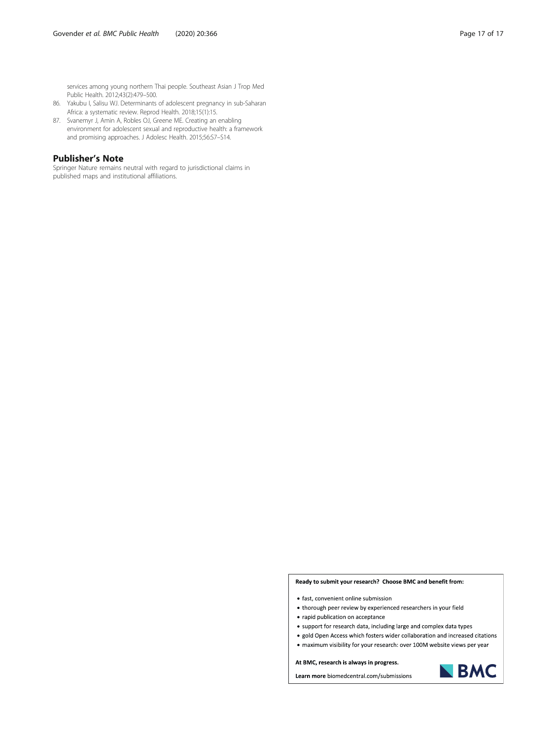services among young northern Thai people. Southeast Asian J Trop Med Public Health. 2012;43(2):479–500.

86. Yakubu I, Salisu WJ. Determinants of adolescent pregnancy in sub-Saharan Africa: a systematic review. Reprod Health. 2018;15(1):15.
87. Svanemyr J, Amin A, Robles OJ, Greene ME. Creating an enabling environment for adolescent sexual and reproductive health: a framework and promising approaches. J Adolesc Health. 2015;56:S7–S14.

## Publisher's Note

Springer Nature remains neutral with regard to jurisdictional claims in published maps and institutional affiliations.

**Ready to submit your research? Choose BMC and benefit from:**

- fast, convenient online submission
- thorough peer review by experienced researchers in your field
- rapid publication on acceptance
- support for research data, including large and complex data types
- gold Open Access which fosters wider collaboration and increased citations
- maximum visibility for your research: over 100M website views per year

**At BMC, research is always in progress.**

**Learn more** biomedcentral.com/submissions

BMC